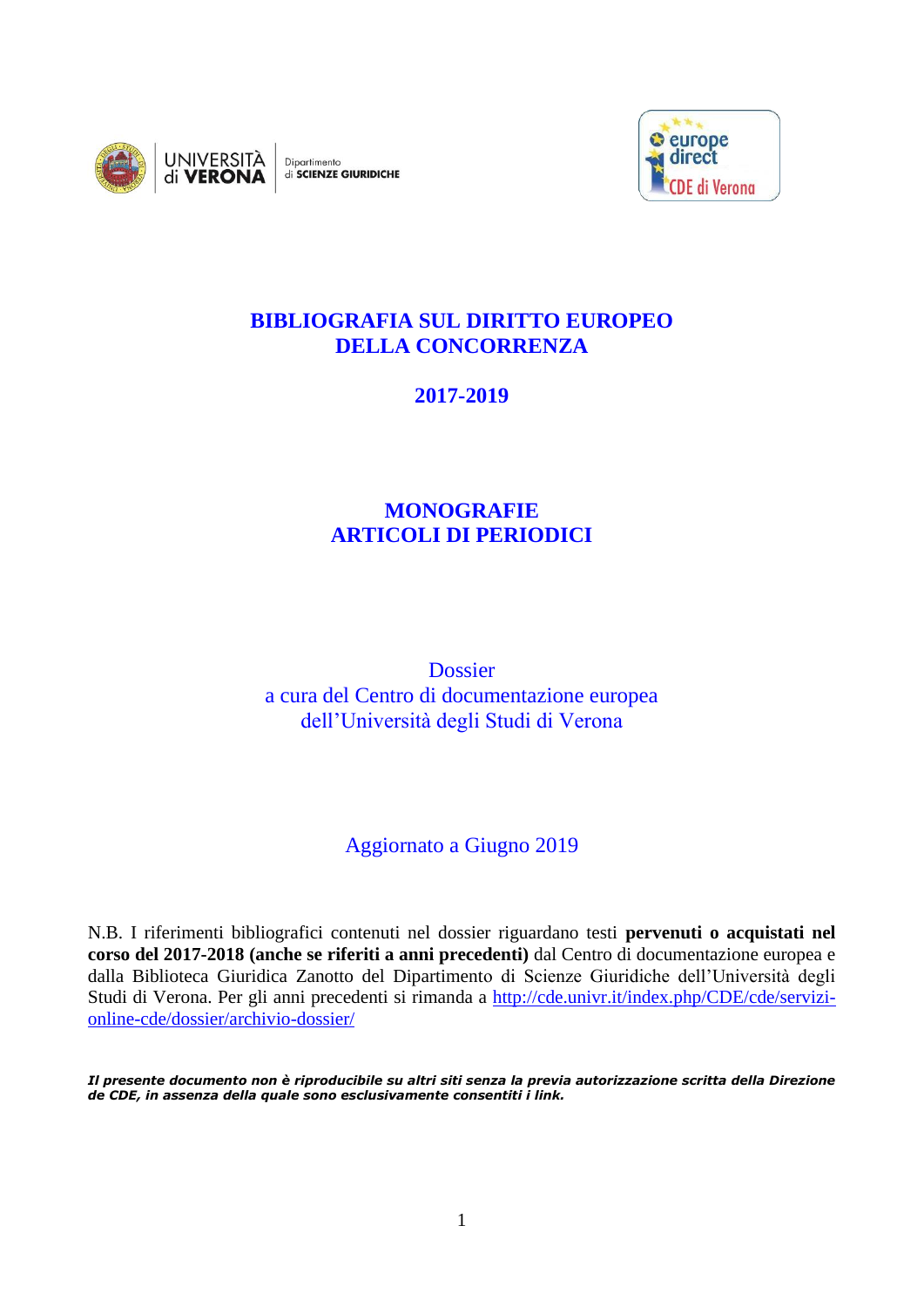UNIVERSITÀ di VERONA | Dipartimento di SCIENZE GIURIDICHE

europe direct CDE di Verona

# BIBLIOGRAFIA SUL DIRITTO EUROPEO DELLA CONCORRENZA

## 2017-2019

## MONOGRAFIE
## ARTICOLI DI PERIODICI

Dossier
a cura del Centro di documentazione europea
dell'Università degli Studi di Verona

Aggiornato a Giugno 2019

N.B. I riferimenti bibliografici contenuti nel dossier riguardano testi **pervenuti o acquistati nel corso del 2017-2018 (anche se riferiti a anni precedenti)** dal Centro di documentazione europea e dalla Biblioteca Giuridica Zanotto del Dipartimento di Scienze Giuridiche dell'Università degli Studi di Verona. Per gli anni precedenti si rimanda a http://cde.univr.it/index.php/CDE/cde/servizi-online-cde/dossier/archivio-dossier/

***Il presente documento non è riproducibile su altri siti senza la previa autorizzazione scritta della Direzione de CDE, in assenza della quale sono esclusivamente consentiti i link.***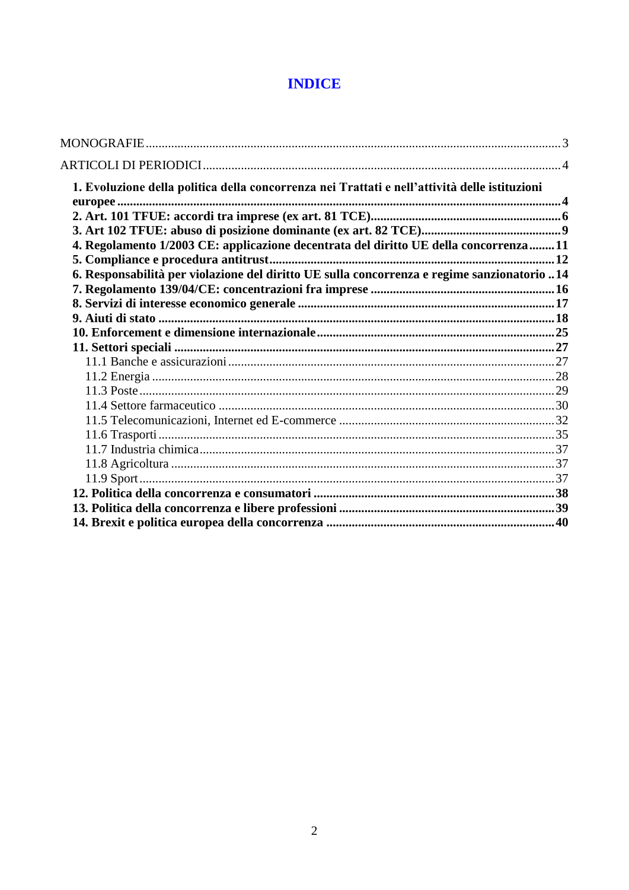# INDICE

MONOGRAFIE ........................................................................................................................ 3

ARTICOLI DI PERIODICI ...................................................................................................... 4

**1. Evoluzione della politica della concorrenza nei Trattati e nell'attività delle istituzioni europee ........................................................................................................................ 4**

**2. Art. 101 TFUE: accordi tra imprese (ex art. 81 TCE) ............................................................ 6**

**3. Art 102 TFUE: abuso di posizione dominante (ex art. 82 TCE) ............................................ 9**

**4. Regolamento 1/2003 CE: applicazione decentrata del diritto UE della concorrenza ........ 11**

**5. Compliance e procedura antitrust ......................................................................................... 12**

**6. Responsabilità per violazione del diritto UE sulla concorrenza e regime sanzionatorio .. 14**

**7. Regolamento 139/04/CE: concentrazioni fra imprese .......................................................... 16**

**8. Servizi di interesse economico generale ................................................................................ 17**

**9. Aiuti di stato ............................................................................................................................ 18**

**10. Enforcement e dimensione internazionale .......................................................................... 25**

**11. Settori speciali ...................................................................................................................... 27**

11.1 Banche e assicurazioni ....................................................................................................... 27

11.2 Energia ............................................................................................................................... 28

11.3 Poste ................................................................................................................................... 29

11.4 Settore farmaceutico ......................................................................................................... 30

11.5 Telecomunicazioni, Internet ed E-commerce .................................................................... 32

11.6 Trasporti ............................................................................................................................ 35

11.7 Industria chimica ............................................................................................................... 37

11.8 Agricoltura ........................................................................................................................ 37

11.9 Sport ................................................................................................................................... 37

**12. Politica della concorrenza e consumatori ........................................................................... 38**

**13. Politica della concorrenza e libere professioni ................................................................... 39**

**14. Brexit e politica europea della concorrenza ....................................................................... 40**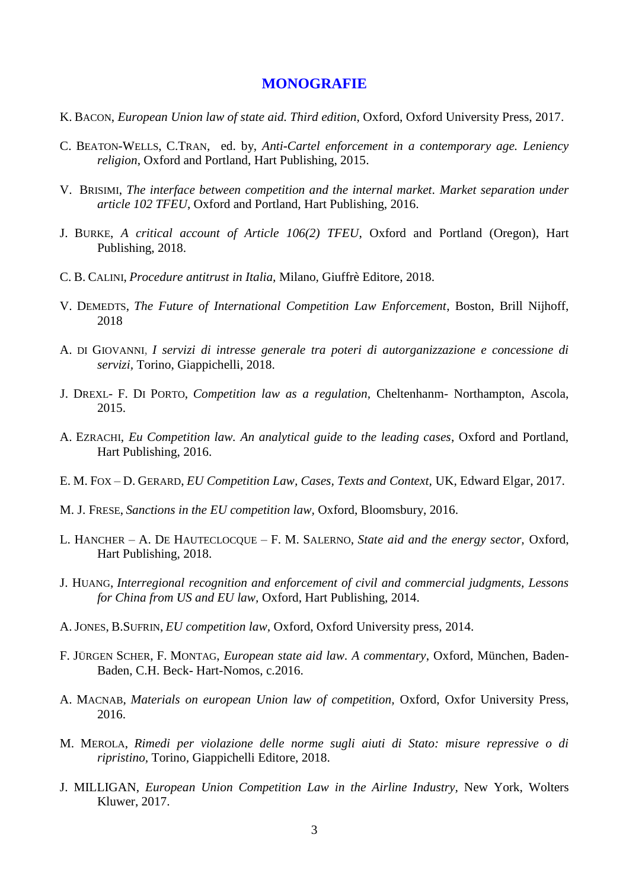## MONOGRAFIE

K. BACON, *European Union law of state aid. Third edition*, Oxford, Oxford University Press, 2017.

C. BEATON-WELLS, C.TRAN, ed. by, *Anti-Cartel enforcement in a contemporary age. Leniency religion*, Oxford and Portland, Hart Publishing, 2015.

V. BRISIMI, *The interface between competition and the internal market. Market separation under article 102 TFEU*, Oxford and Portland, Hart Publishing, 2016.

J. BURKE, *A critical account of Article 106(2) TFEU*, Oxford and Portland (Oregon), Hart Publishing, 2018.

C. B. CALINI, *Procedure antitrust in Italia*, Milano, Giuffrè Editore, 2018.

V. DEMEDTS, *The Future of International Competition Law Enforcement*, Boston, Brill Nijhoff, 2018

A. DI GIOVANNI, *I servizi di intresse generale tra poteri di autorganizzazione e concessione di servizi*, Torino, Giappichelli, 2018.

J. DREXL- F. DI PORTO, *Competition law as a regulation*, Cheltenhanm- Northampton, Ascola, 2015.

A. EZRACHI, *Eu Competition law. An analytical guide to the leading cases*, Oxford and Portland, Hart Publishing, 2016.

E. M. FOX – D. GERARD, *EU Competition Law, Cases, Texts and Context*, UK, Edward Elgar, 2017.

M. J. FRESE, *Sanctions in the EU competition law*, Oxford, Bloomsbury, 2016.

L. HANCHER – A. DE HAUTECLOCQUE – F. M. SALERNO, *State aid and the energy sector*, Oxford, Hart Publishing, 2018.

J. HUANG, *Interregional recognition and enforcement of civil and commercial judgments, Lessons for China from US and EU law*, Oxford, Hart Publishing, 2014.

A. JONES, B.SUFRIN, *EU competition law*, Oxford, Oxford University press, 2014.

F. JÜRGEN SCHER, F. MONTAG, *European state aid law. A commentary*, Oxford, München, Baden-Baden, C.H. Beck- Hart-Nomos, c.2016.

A. MACNAB, *Materials on european Union law of competition*, Oxford, Oxfor University Press, 2016.

M. MEROLA, *Rimedi per violazione delle norme sugli aiuti di Stato: misure repressive o di ripristino*, Torino, Giappichelli Editore, 2018.

J. MILLIGAN, *European Union Competition Law in the Airline Industry*, New York, Wolters Kluwer, 2017.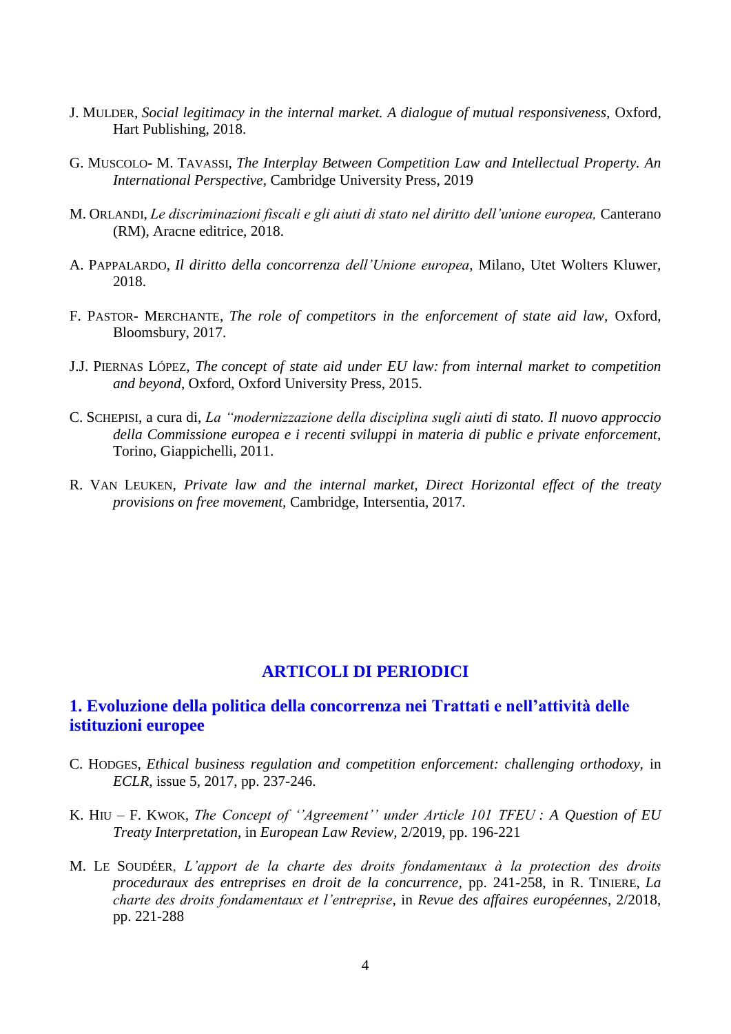J. MULDER, *Social legitimacy in the internal market. A dialogue of mutual responsiveness,* Oxford, Hart Publishing, 2018.

G. MUSCOLO- M. TAVASSI, *The Interplay Between Competition Law and Intellectual Property. An International Perspective*, Cambridge University Press, 2019

M. ORLANDI, *Le discriminazioni fiscali e gli aiuti di stato nel diritto dell'unione europea,* Canterano (RM), Aracne editrice, 2018.

A. PAPPALARDO, *Il diritto della concorrenza dell'Unione europea*, Milano, Utet Wolters Kluwer, 2018.

F. PASTOR- MERCHANTE, *The role of competitors in the enforcement of state aid law*, Oxford, Bloomsbury, 2017.

J.J. PIERNAS LÓPEZ, *The concept of state aid under EU law: from internal market to competition and beyond*, Oxford, Oxford University Press, 2015.

C. SCHEPISI, a cura di, *La "modernizzazione della disciplina sugli aiuti di stato. Il nuovo approccio della Commissione europea e i recenti sviluppi in materia di public e private enforcement*, Torino, Giappichelli, 2011.

R. VAN LEUKEN, *Private law and the internal market, Direct Horizontal effect of the treaty provisions on free movement*, Cambridge, Intersentia, 2017.

## ARTICOLI DI PERIODICI

### 1. Evoluzione della politica della concorrenza nei Trattati e nell'attività delle istituzioni europee

C. HODGES, *Ethical business regulation and competition enforcement: challenging orthodoxy,* in *ECLR,* issue 5, 2017, pp. 237-246.

K. HIU – F. KWOK, *The Concept of ''Agreement'' under Article 101 TFEU : A Question of EU Treaty Interpretation*, in *European Law Review,* 2/2019, pp. 196-221

M. LE SOUDÉER, *L'apport de la charte des droits fondamentaux à la protection des droits proceduraux des entreprises en droit de la concurrence,* pp. 241-258, in R. TINIERE, *La charte des droits fondamentaux et l'entreprise*, in *Revue des affaires européennes*, 2/2018, pp. 221-288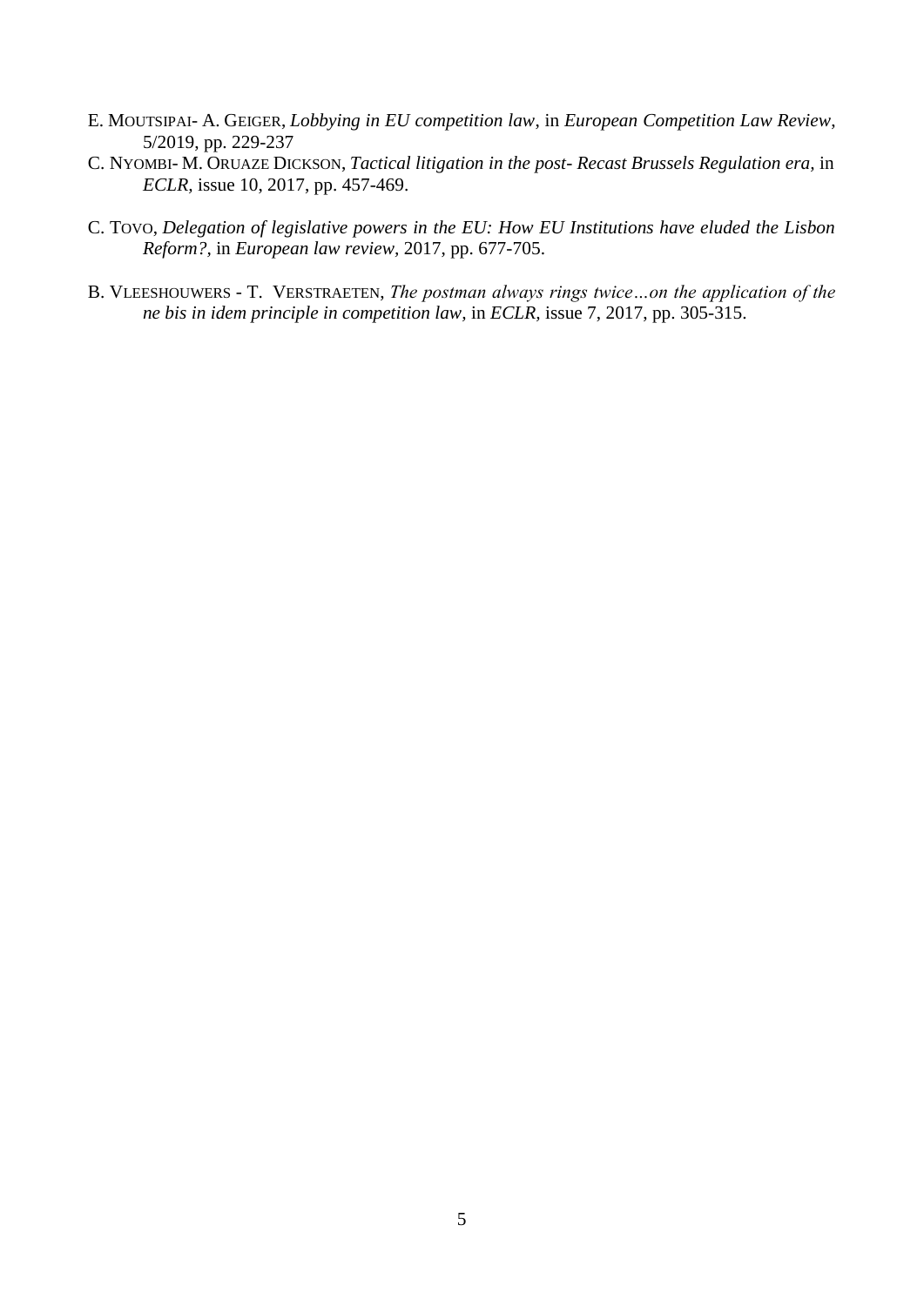E. Moutsipai- A. Geiger, *Lobbying in EU competition law*, in *European Competition Law Review*, 5/2019, pp. 229-237

C. Nyombi- M. Oruaze Dickson, *Tactical litigation in the post- Recast Brussels Regulation era*, in *ECLR*, issue 10, 2017, pp. 457-469.

C. Tovo, *Delegation of legislative powers in the EU: How EU Institutions have eluded the Lisbon Reform?*, in *European law review*, 2017, pp. 677-705.

B. Vleeshouwers - T. Verstraeten, *The postman always rings twice…on the application of the ne bis in idem principle in competition law*, in *ECLR*, issue 7, 2017, pp. 305-315.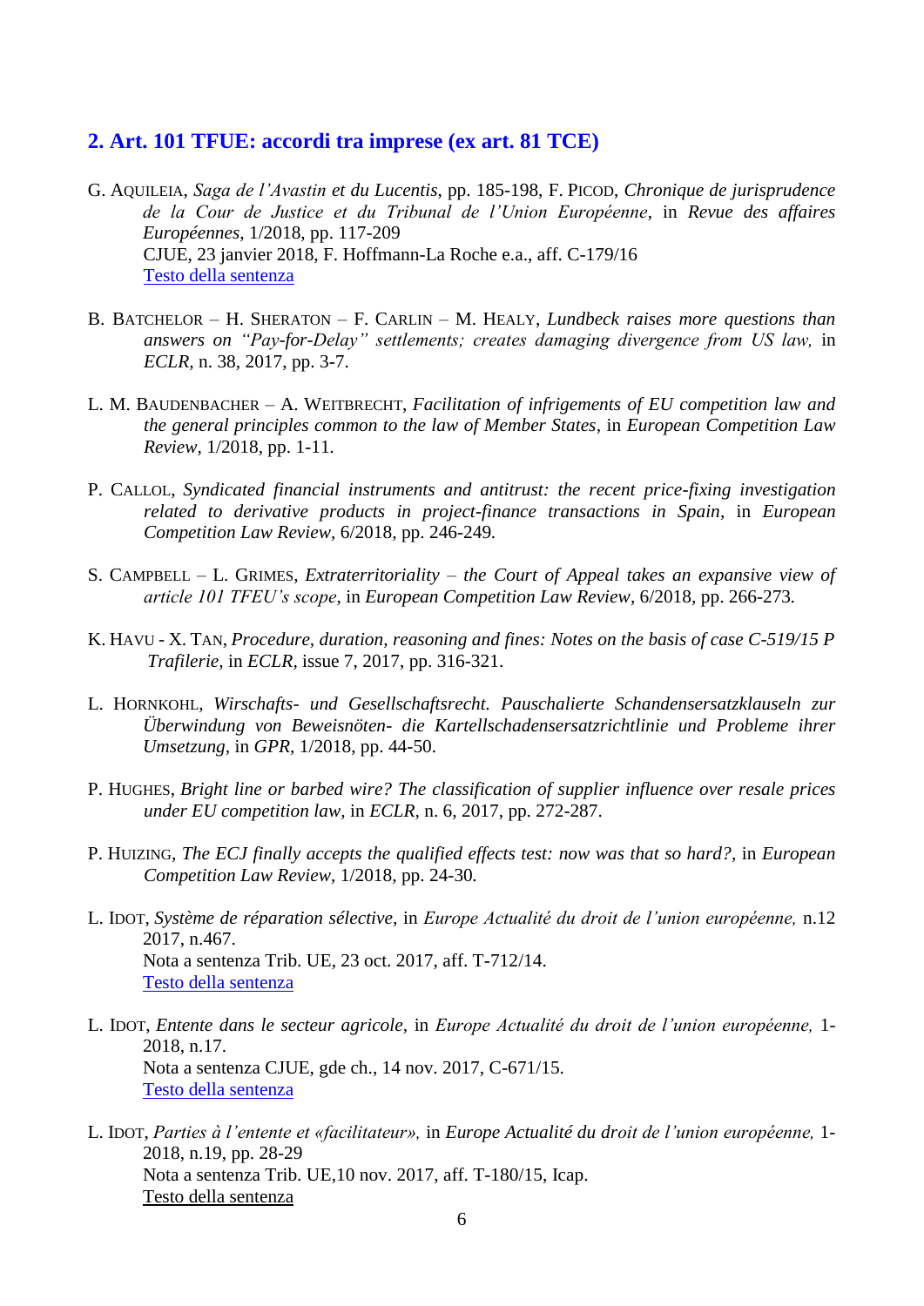## 2. Art. 101 TFUE: accordi tra imprese (ex art. 81 TCE)

G. AQUILEIA, *Saga de l'Avastin et du Lucentis*, pp. 185-198, F. PICOD, *Chronique de jurisprudence de la Cour de Justice et du Tribunal de l'Union Européenne*, in *Revue des affaires Européennes*, 1/2018, pp. 117-209
CJUE, 23 janvier 2018, F. Hoffmann-La Roche e.a., aff. C-179/16
Testo della sentenza

B. BATCHELOR – H. SHERATON – F. CARLIN – M. HEALY, *Lundbeck raises more questions than answers on "Pay-for-Delay" settlements; creates damaging divergence from US law,* in *ECLR,* n. 38, 2017, pp. 3-7.

L. M. BAUDENBACHER – A. WEITBRECHT, *Facilitation of infrigements of EU competition law and the general principles common to the law of Member States*, in *European Competition Law Review*, 1/2018, pp. 1-11.

P. CALLOL, *Syndicated financial instruments and antitrust: the recent price-fixing investigation related to derivative products in project-finance transactions in Spain*, in *European Competition Law Review*, 6/2018, pp. 246-249.

S. CAMPBELL – L. GRIMES, *Extraterritoriality – the Court of Appeal takes an expansive view of article 101 TFEU's scope*, in *European Competition Law Review*, 6/2018, pp. 266-273.

K. HAVU - X. TAN, *Procedure, duration, reasoning and fines: Notes on the basis of case C-519/15 P Trafilerie*, in *ECLR*, issue 7, 2017, pp. 316-321.

L. HORNKOHL, *Wirschafts- und Gesellschaftsrecht. Pauschalierte Schandensersatzklauseln zur Überwindung von Beweisnöten- die Kartellschadensersatzrichtlinie und Probleme ihrer Umsetzung*, in *GPR*, 1/2018, pp. 44-50.

P. HUGHES, *Bright line or barbed wire? The classification of supplier influence over resale prices under EU competition law*, in *ECLR*, n. 6, 2017, pp. 272-287.

P. HUIZING, *The ECJ finally accepts the qualified effects test: now was that so hard?*, in *European Competition Law Review*, 1/2018, pp. 24-30.

L. IDOT, *Système de réparation sélective*, in *Europe Actualité du droit de l'union européenne,* n.12 2017, n.467.
Nota a sentenza Trib. UE, 23 oct. 2017, aff. T-712/14.
Testo della sentenza

L. IDOT, *Entente dans le secteur agricole*, in *Europe Actualité du droit de l'union européenne,* 1-2018, n.17.
Nota a sentenza CJUE, gde ch., 14 nov. 2017, C-671/15.
Testo della sentenza

L. IDOT, *Parties à l'entente et «facilitateur»,* in *Europe Actualité du droit de l'union européenne,* 1-2018, n.19, pp. 28-29
Nota a sentenza Trib. UE,10 nov. 2017, aff. T-180/15, Icap.
Testo della sentenza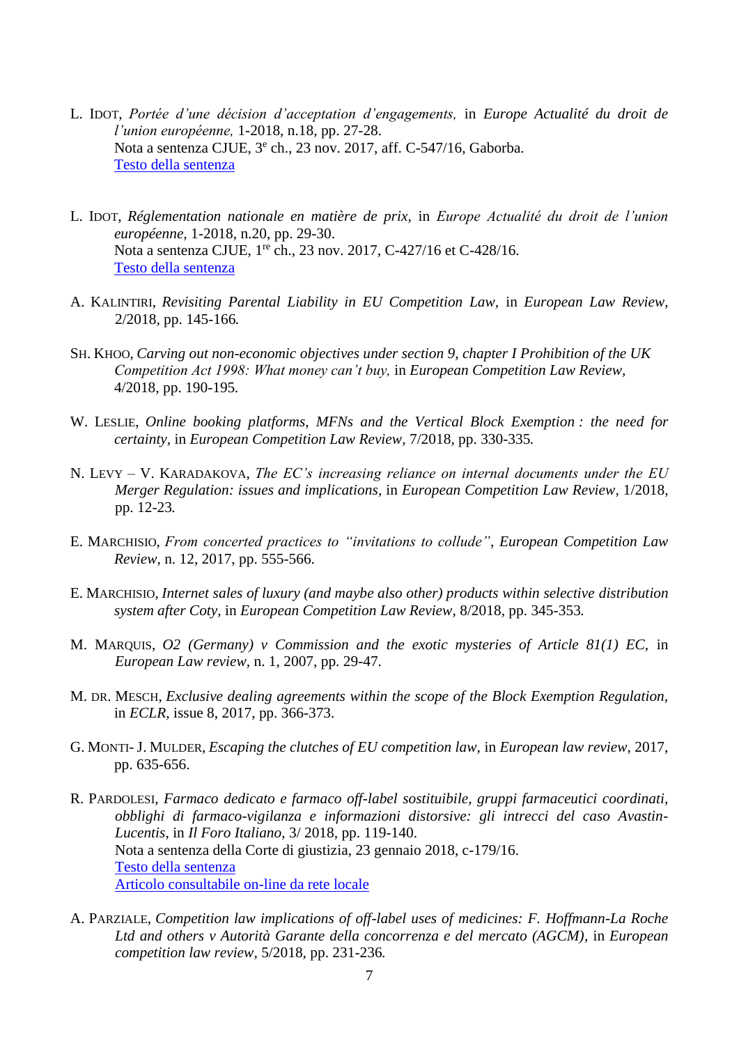L. IDOT, *Portée d'une décision d'acceptation d'engagements,* in *Europe Actualité du droit de l'union européenne,* 1-2018, n.18, pp. 27-28.
Nota a sentenza CJUE, 3[e] ch., 23 nov. 2017, aff. C-547/16, Gaborba.
[Testo della sentenza]

L. IDOT, *Réglementation nationale en matière de prix,* in *Europe Actualité du droit de l'union européenne,* 1-2018, n.20, pp. 29-30.
Nota a sentenza CJUE, 1[re] ch., 23 nov. 2017, C-427/16 et C-428/16.
[Testo della sentenza]

A. KALINTIRI, *Revisiting Parental Liability in EU Competition Law,* in *European Law Review,* 2/2018, pp. 145-166.

SH. KHOO, *Carving out non-economic objectives under section 9, chapter I Prohibition of the UK Competition Act 1998: What money can't buy,* in *European Competition Law Review,* 4/2018, pp. 190-195.

W. LESLIE, *Online booking platforms, MFNs and the Vertical Block Exemption : the need for certainty,* in *European Competition Law Review,* 7/2018, pp. 330-335.

N. LEVY – V. KARADAKOVA, *The EC's increasing reliance on internal documents under the EU Merger Regulation: issues and implications,* in *European Competition Law Review,* 1/2018, pp. 12-23.

E. MARCHISIO, *From concerted practices to "invitations to collude", European Competition Law Review,* n. 12, 2017, pp. 555-566.

E. MARCHISIO, *Internet sales of luxury (and maybe also other) products within selective distribution system after Coty,* in *European Competition Law Review,* 8/2018, pp. 345-353.

M. MARQUIS, *O2 (Germany) v Commission and the exotic mysteries of Article 81(1) EC,* in *European Law review,* n. 1, 2007, pp. 29-47.

M. DR. MESCH, *Exclusive dealing agreements within the scope of the Block Exemption Regulation,* in *ECLR,* issue 8, 2017, pp. 366-373.

G. MONTI- J. MULDER, *Escaping the clutches of EU competition law,* in *European law review,* 2017, pp. 635-656.

R. PARDOLESI, *Farmaco dedicato e farmaco off-label sostituibile, gruppi farmaceutici coordinati, obblighi di farmaco-vigilanza e informazioni distorsive: gli intrecci del caso Avastin-Lucentis,* in *Il Foro Italiano,* 3/ 2018, pp. 119-140.
Nota a sentenza della Corte di giustizia, 23 gennaio 2018, c-179/16.
[Testo della sentenza]
[Articolo consultabile on-line da rete locale]

A. PARZIALE, *Competition law implications of off-label uses of medicines: F. Hoffmann-La Roche Ltd and others v Autorità Garante della concorrenza e del mercato (AGCM),* in *European competition law review,* 5/2018, pp. 231-236.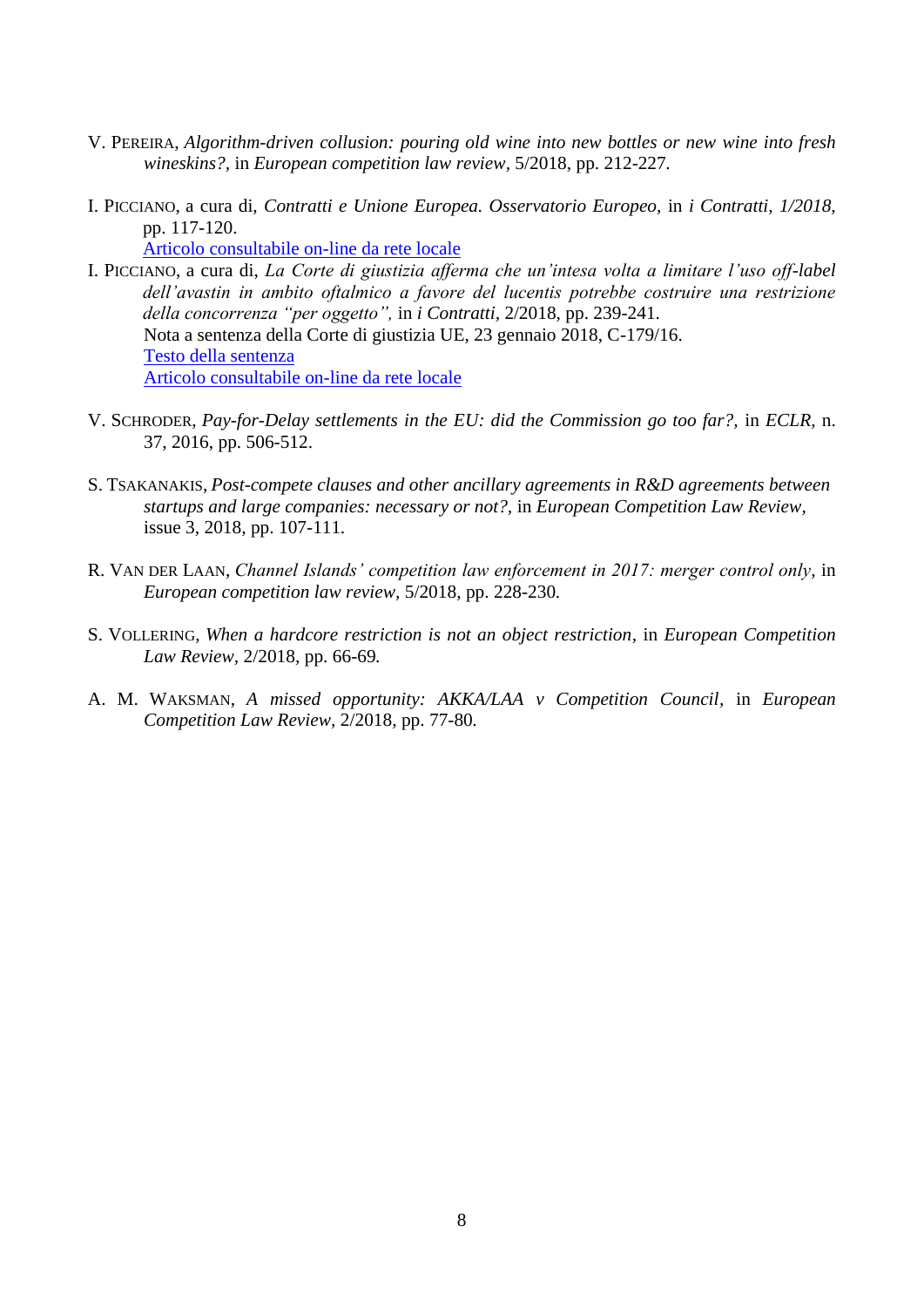V. PEREIRA, *Algorithm-driven collusion: pouring old wine into new bottles or new wine into fresh wineskins?*, in *European competition law review*, 5/2018, pp. 212-227.

I. PICCIANO, a cura di, *Contratti e Unione Europea. Osservatorio Europeo,* in *i Contratti, 1/2018,* pp. 117-120.
Articolo consultabile on-line da rete locale

I. PICCIANO, a cura di, *La Corte di giustizia afferma che un'intesa volta a limitare l'uso off-label dell'avastin in ambito oftalmico a favore del lucentis potrebbe costruire una restrizione della concorrenza "per oggetto",* in *i Contratti*, 2/2018, pp. 239-241.
Nota a sentenza della Corte di giustizia UE, 23 gennaio 2018, C-179/16.
Testo della sentenza
Articolo consultabile on-line da rete locale

V. SCHRODER, *Pay-for-Delay settlements in the EU: did the Commission go too far?*, in *ECLR*, n. 37, 2016, pp. 506-512.

S. TSAKANAKIS, *Post-compete clauses and other ancillary agreements in R&D agreements between startups and large companies: necessary or not?*, in *European Competition Law Review*, issue 3, 2018, pp. 107-111.

R. VAN DER LAAN, *Channel Islands' competition law enforcement in 2017: merger control only*, in *European competition law review*, 5/2018, pp. 228-230.

S. VOLLERING, *When a hardcore restriction is not an object restriction*, in *European Competition Law Review*, 2/2018, pp. 66-69.

A. M. WAKSMAN, *A missed opportunity: AKKA/LAA v Competition Council*, in *European Competition Law Review*, 2/2018, pp. 77-80.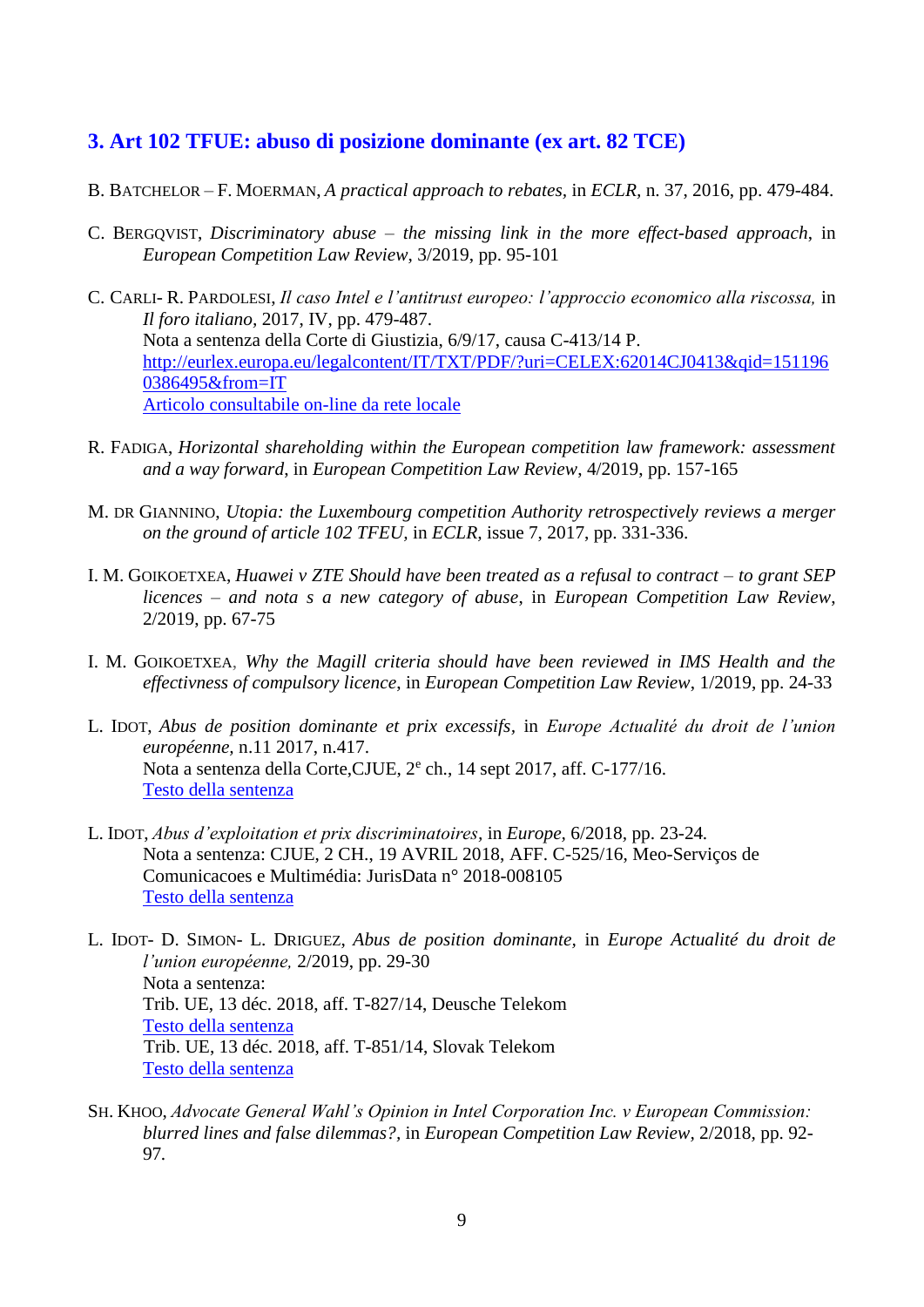## 3. Art 102 TFUE: abuso di posizione dominante (ex art. 82 TCE)

B. BATCHELOR – F. MOERMAN, *A practical approach to rebates*, in *ECLR*, n. 37, 2016, pp. 479-484.

C. BERGQVIST, *Discriminatory abuse – the missing link in the more effect-based approach*, in *European Competition Law Review*, 3/2019, pp. 95-101

C. CARLI- R. PARDOLESI, *Il caso Intel e l'antitrust europeo: l'approccio economico alla riscossa,* in *Il foro italiano*, 2017, IV, pp. 479-487.
Nota a sentenza della Corte di Giustizia, 6/9/17, causa C-413/14 P.
http://eurlex.europa.eu/legalcontent/IT/TXT/PDF/?uri=CELEX:62014CJ0413&qid=1511960386495&from=IT
Articolo consultabile on-line da rete locale

R. FADIGA, *Horizontal shareholding within the European competition law framework: assessment and a way forward*, in *European Competition Law Review*, 4/2019, pp. 157-165

M. DR GIANNINO, *Utopia: the Luxembourg competition Authority retrospectively reviews a merger on the ground of article 102 TFEU,* in *ECLR*, issue 7, 2017, pp. 331-336.

I. M. GOIKOETXEA, *Huawei v ZTE Should have been treated as a refusal to contract – to grant SEP licences – and nota s a new category of abuse*, in *European Competition Law Review*, 2/2019, pp. 67-75

I. M. GOIKOETXEA, *Why the Magill criteria should have been reviewed in IMS Health and the effectivness of compulsory licence*, in *European Competition Law Review*, 1/2019, pp. 24-33

L. IDOT, *Abus de position dominante et prix excessifs*, in *Europe Actualité du droit de l'union européenne*, n.11 2017, n.417.
Nota a sentenza della Corte,CJUE, 2e ch., 14 sept 2017, aff. C-177/16.
Testo della sentenza

L. IDOT, *Abus d'exploitation et prix discriminatoires*, in *Europe*, 6/2018, pp. 23-24.
Nota a sentenza: CJUE, 2 CH., 19 AVRIL 2018, AFF. C-525/16, Meo-Serviços de Comunicacoes e Multimédia: JurisData n° 2018-008105
Testo della sentenza

L. IDOT- D. SIMON- L. DRIGUEZ, *Abus de position dominante*, in *Europe Actualité du droit de l'union européenne,* 2/2019, pp. 29-30
Nota a sentenza:
Trib. UE, 13 déc. 2018, aff. T-827/14, Deusche Telekom
Testo della sentenza
Trib. UE, 13 déc. 2018, aff. T-851/14, Slovak Telekom
Testo della sentenza

SH. KHOO, *Advocate General Wahl's Opinion in Intel Corporation Inc. v European Commission: blurred lines and false dilemmas?*, in *European Competition Law Review*, 2/2018, pp. 92-97.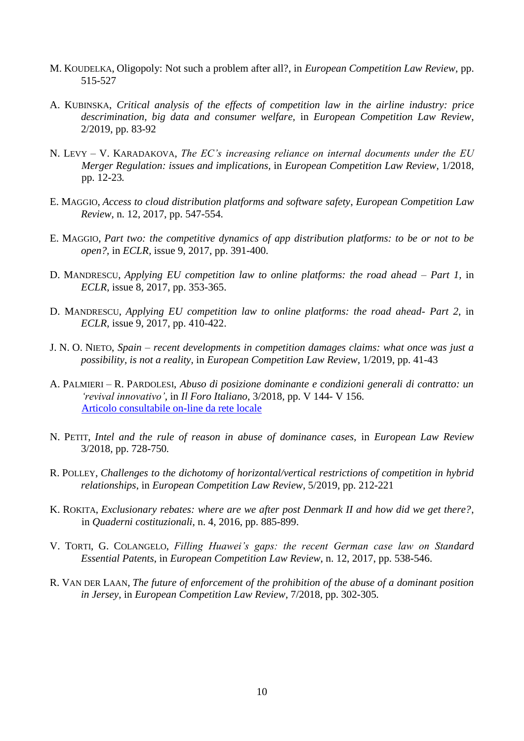M. KOUDELKA, Oligopoly: Not such a problem after all?, in *European Competition Law Review*, pp. 515-527

A. KUBINSKA, *Critical analysis of the effects of competition law in the airline industry: price descrimination, big data and consumer welfare,* in *European Competition Law Review*, 2/2019, pp. 83-92

N. LEVY – V. KARADAKOVA, *The EC's increasing reliance on internal documents under the EU Merger Regulation: issues and implications,* in *European Competition Law Review*, 1/2018, pp. 12-23.

E. MAGGIO, *Access to cloud distribution platforms and software safety*, *European Competition Law Review*, n. 12, 2017, pp. 547-554.

E. MAGGIO, *Part two: the competitive dynamics of app distribution platforms: to be or not to be open?*, in *ECLR*, issue 9, 2017, pp. 391-400.

D. MANDRESCU, *Applying EU competition law to online platforms: the road ahead – Part 1,* in *ECLR*, issue 8, 2017, pp. 353-365.

D. MANDRESCU, *Applying EU competition law to online platforms: the road ahead- Part 2,* in *ECLR*, issue 9, 2017, pp. 410-422.

J. N. O. NIETO, *Spain – recent developments in competition damages claims: what once was just a possibility, is not a reality,* in *European Competition Law Review*, 1/2019, pp. 41-43

A. PALMIERI – R. PARDOLESI, *Abuso di posizione dominante e condizioni generali di contratto: un 'revival innovativo',* in *Il Foro Italiano*, 3/2018, pp. V 144- V 156.
[Articolo consultabile on-line da rete locale]

N. PETIT, *Intel and the rule of reason in abuse of dominance cases,* in *European Law Review* 3/2018, pp. 728-750.

R. POLLEY, *Challenges to the dichotomy of horizontal/vertical restrictions of competition in hybrid relationships*, in *European Competition Law Review*, 5/2019, pp. 212-221

K. ROKITA, *Exclusionary rebates: where are we after post Denmark II and how did we get there?*, in *Quaderni costituzionali*, n. 4, 2016, pp. 885-899.

V. TORTI, G. COLANGELO, *Filling Huawei's gaps: the recent German case law on Standard Essential Patents*, in *European Competition Law Review*, n. 12, 2017, pp. 538-546.

R. VAN DER LAAN, *The future of enforcement of the prohibition of the abuse of a dominant position in Jersey,* in *European Competition Law Review*, 7/2018, pp. 302-305.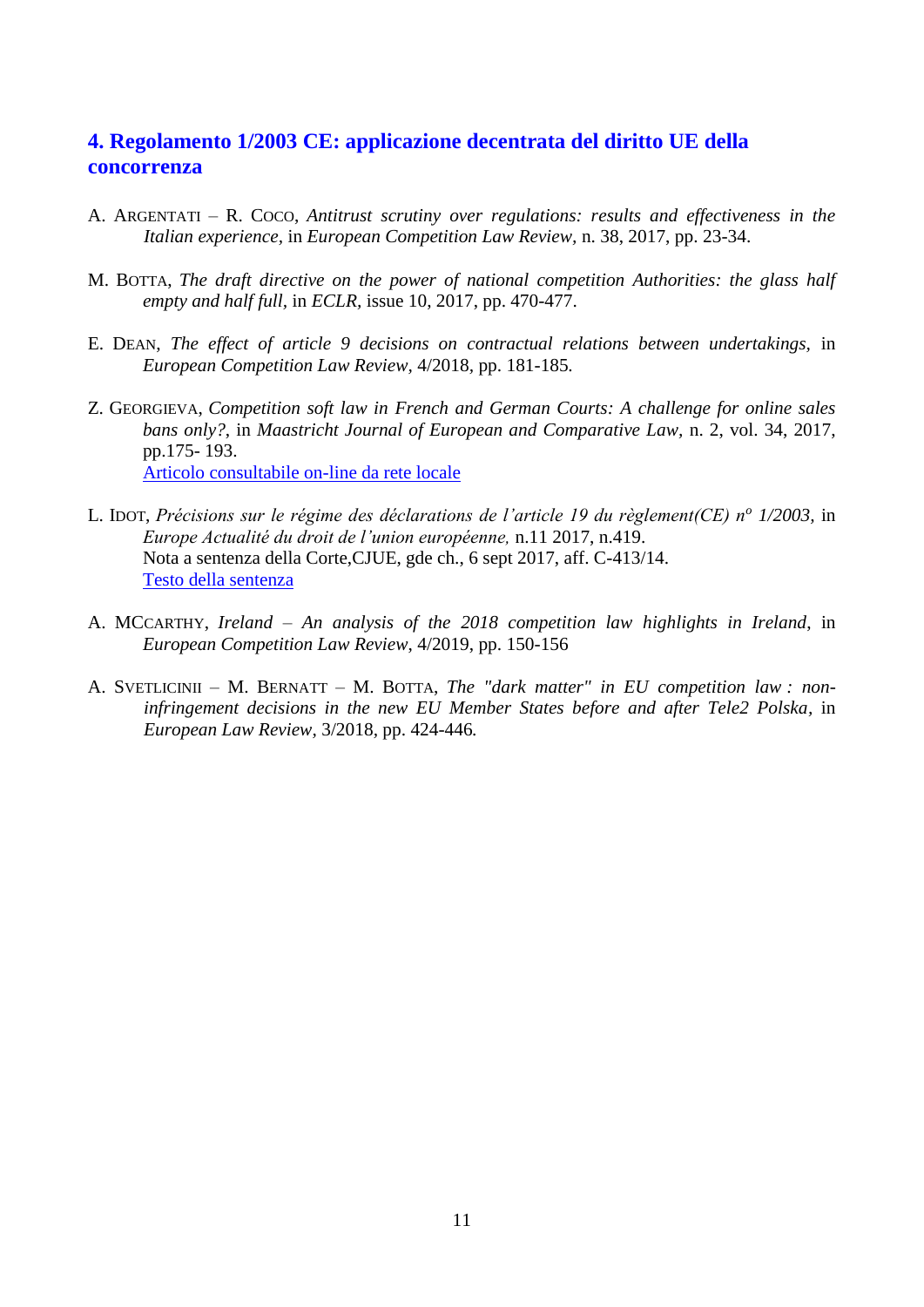## 4. Regolamento 1/2003 CE: applicazione decentrata del diritto UE della concorrenza

A. ARGENTATI – R. COCO, *Antitrust scrutiny over regulations: results and effectiveness in the Italian experience*, in *European Competition Law Review*, n. 38, 2017, pp. 23-34.

M. BOTTA, *The draft directive on the power of national competition Authorities: the glass half empty and half full*, in *ECLR*, issue 10, 2017, pp. 470-477.

E. DEAN, *The effect of article 9 decisions on contractual relations between undertakings*, in *European Competition Law Review*, 4/2018, pp. 181-185.

Z. GEORGIEVA, *Competition soft law in French and German Courts: A challenge for online sales bans only?*, in *Maastricht Journal of European and Comparative Law*, n. 2, vol. 34, 2017, pp.175- 193.
Articolo consultabile on-line da rete locale

L. IDOT, *Précisions sur le régime des déclarations de l'article 19 du règlement(CE) n° 1/2003*, in *Europe Actualité du droit de l'union européenne,* n.11 2017, n.419.
Nota a sentenza della Corte,CJUE, gde ch., 6 sept 2017, aff. C-413/14.
Testo della sentenza

A. MCCARTHY, *Ireland – An analysis of the 2018 competition law highlights in Ireland*, in *European Competition Law Review*, 4/2019, pp. 150-156

A. SVETLICINII – M. BERNATT – M. BOTTA, *The "dark matter" in EU competition law : non-infringement decisions in the new EU Member States before and after Tele2 Polska*, in *European Law Review*, 3/2018, pp. 424-446.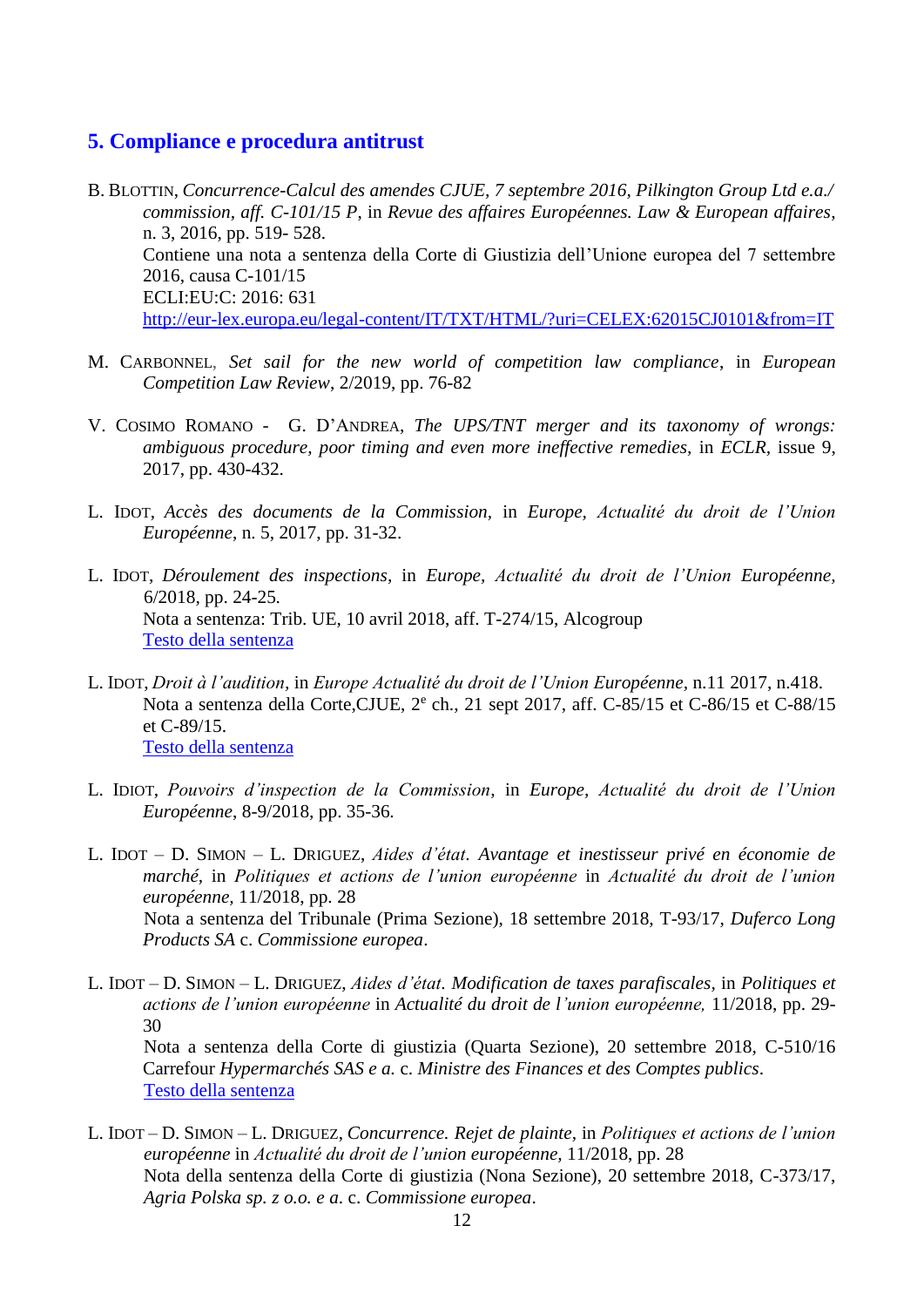## 5. Compliance e procedura antitrust

B. Blottin, *Concurrence-Calcul des amendes CJUE, 7 septembre 2016, Pilkington Group Ltd e.a./ commission, aff. C-101/15 P*, in *Revue des affaires Européennes. Law & European affaires*, n. 3, 2016, pp. 519- 528.
Contiene una nota a sentenza della Corte di Giustizia dell'Unione europea del 7 settembre 2016, causa C-101/15
ECLI:EU:C: 2016: 631
http://eur-lex.europa.eu/legal-content/IT/TXT/HTML/?uri=CELEX:62015CJ0101&from=IT

M. Carbonnel, *Set sail for the new world of competition law compliance*, in *European Competition Law Review*, 2/2019, pp. 76-82

V. Cosimo Romano - G. D'Andrea, *The UPS/TNT merger and its taxonomy of wrongs: ambiguous procedure, poor timing and even more ineffective remedies*, in *ECLR*, issue 9, 2017, pp. 430-432.

L. Idot, *Accès des documents de la Commission*, in *Europe*, *Actualité du droit de l'Union Européenne*, n. 5, 2017, pp. 31-32.

L. Idot, *Déroulement des inspections*, in *Europe*, *Actualité du droit de l'Union Européenne*, 6/2018, pp. 24-25.
Nota a sentenza: Trib. UE, 10 avril 2018, aff. T-274/15, Alcogroup
Testo della sentenza

L. Idot, *Droit à l'audition*, in *Europe Actualité du droit de l'Union Européenne*, n.11 2017, n.418.
Nota a sentenza della Corte,CJUE, 2[e] ch., 21 sept 2017, aff. C-85/15 et C-86/15 et C-88/15 et C-89/15.
Testo della sentenza

L. Idiot, *Pouvoirs d'inspection de la Commission*, in *Europe*, *Actualité du droit de l'Union Européenne*, 8-9/2018, pp. 35-36.

L. Idot – D. Simon – L. Driguez, *Aides d'état. Avantage et inestisseur privé en économie de marché*, in *Politiques et actions de l'union européenne* in *Actualité du droit de l'union européenne*, 11/2018, pp. 28
Nota a sentenza del Tribunale (Prima Sezione), 18 settembre 2018, T-93/17, *Duferco Long Products SA* c. *Commissione europea*.

L. Idot – D. Simon – L. Driguez, *Aides d'état. Modification de taxes parafiscales*, in *Politiques et actions de l'union européenne* in *Actualité du droit de l'union européenne,* 11/2018, pp. 29-30
Nota a sentenza della Corte di giustizia (Quarta Sezione), 20 settembre 2018, C-510/16 Carrefour *Hypermarchés SAS e a.* c. *Ministre des Finances et des Comptes publics*.
Testo della sentenza

L. Idot – D. Simon – L. Driguez, *Concurrence. Rejet de plainte*, in *Politiques et actions de l'union européenne* in *Actualité du droit de l'union européenne*, 11/2018, pp. 28
Nota della sentenza della Corte di giustizia (Nona Sezione), 20 settembre 2018, C-373/17, *Agria Polska sp. z o.o. e a.* c. *Commissione europea*.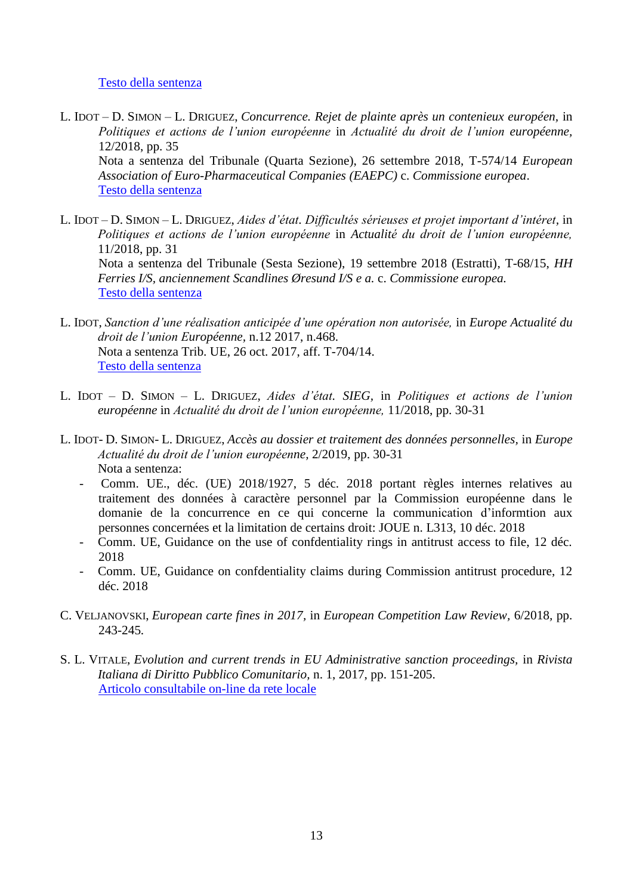Testo della sentenza

L. IDOT – D. SIMON – L. DRIGUEZ, *Concurrence. Rejet de plainte après un contenieux européen*, in *Politiques et actions de l'union européenne* in *Actualité du droit de l'union européenne*, 12/2018, pp. 35
Nota a sentenza del Tribunale (Quarta Sezione), 26 settembre 2018, T-574/14 *European Association of Euro-Pharmaceutical Companies (EAEPC)* c. *Commissione europea*.
Testo della sentenza

L. IDOT – D. SIMON – L. DRIGUEZ, *Aides d'état. Difficultés sérieuses et projet important d'intéret*, in *Politiques et actions de l'union européenne* in *Actualité du droit de l'union européenne*, 11/2018, pp. 31
Nota a sentenza del Tribunale (Sesta Sezione), 19 settembre 2018 (Estratti), T-68/15, *HH Ferries I/S, anciennement Scandlines Øresund I/S e a.* c. *Commissione europea.*
Testo della sentenza

L. IDOT, *Sanction d'une réalisation anticipée d'une opération non autorisée,* in *Europe Actualité du droit de l'union Européenne*, n.12 2017, n.468.
Nota a sentenza Trib. UE, 26 oct. 2017, aff. T-704/14.
Testo della sentenza

L. IDOT – D. SIMON – L. DRIGUEZ, *Aides d'état. SIEG*, in *Politiques et actions de l'union européenne* in *Actualité du droit de l'union européenne,* 11/2018, pp. 30-31

L. IDOT- D. SIMON- L. DRIGUEZ, *Accès au dossier et traitement des données personnelles*, in *Europe Actualité du droit de l'union européenne*, 2/2019, pp. 30-31
Nota a sentenza:

- Comm. UE., déc. (UE) 2018/1927, 5 déc. 2018 portant règles internes relatives au traitement des données à caractère personnel par la Commission européenne dans le domanie de la concurrence en ce qui concerne la communication d'informtion aux personnes concernées et la limitation de certains droit: JOUE n. L313, 10 déc. 2018
- Comm. UE, Guidance on the use of confdentiality rings in antitrust access to file, 12 déc. 2018
- Comm. UE, Guidance on confdentiality claims during Commission antitrust procedure, 12 déc. 2018

C. VELJANOVSKI, *European carte fines in 2017*, in *European Competition Law Review*, 6/2018, pp. 243-245.

S. L. VITALE, *Evolution and current trends in EU Administrative sanction proceedings*, in *Rivista Italiana di Diritto Pubblico Comunitario*, n. 1, 2017, pp. 151-205.
Articolo consultabile on-line da rete locale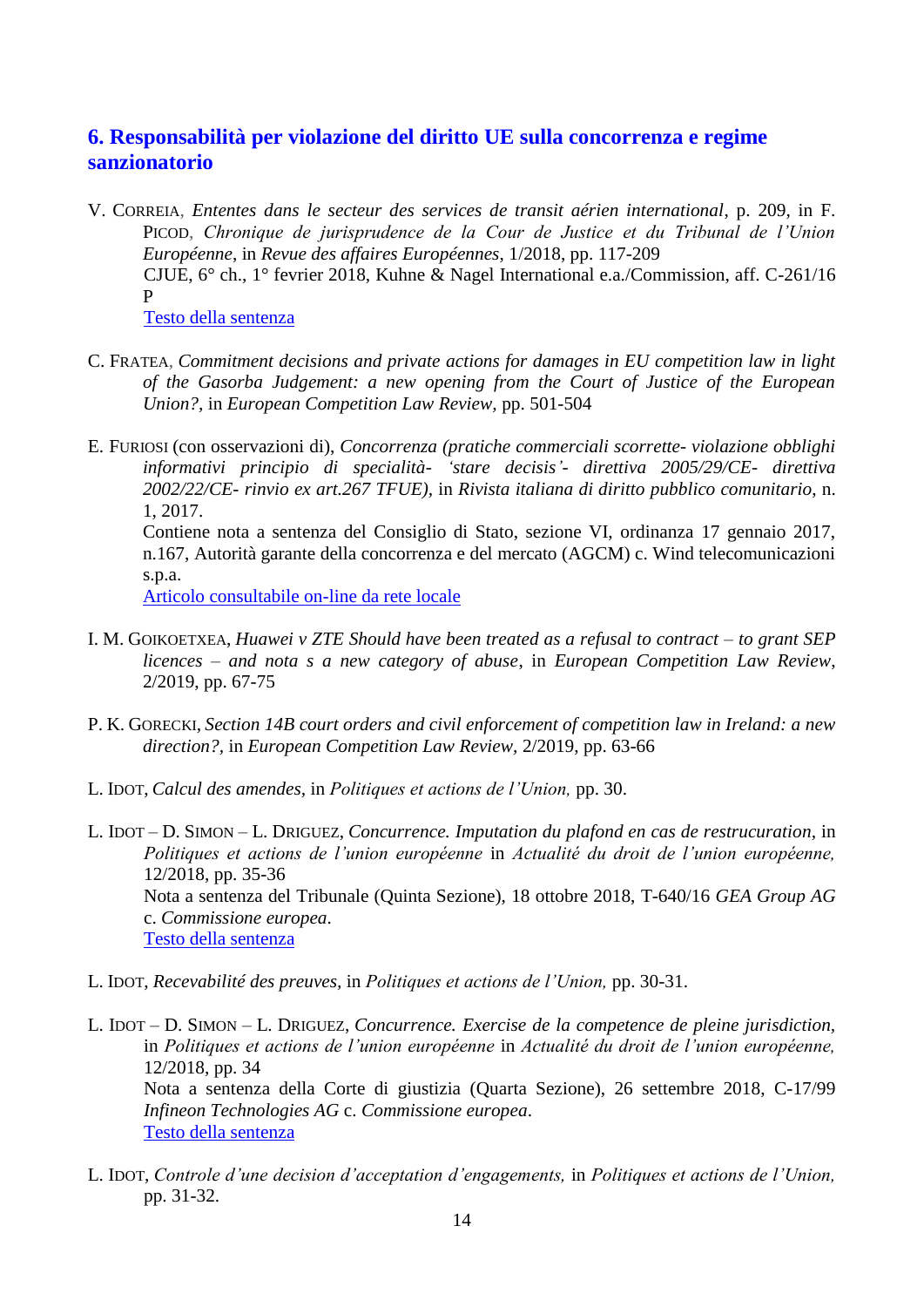## 6. Responsabilità per violazione del diritto UE sulla concorrenza e regime sanzionatorio

V. CORREIA, *Ententes dans le secteur des services de transit aérien international*, p. 209, in F. PICOD, *Chronique de jurisprudence de la Cour de Justice et du Tribunal de l'Union Européenne*, in *Revue des affaires Européennes*, 1/2018, pp. 117-209
CJUE, 6° ch., 1° fevrier 2018, Kuhne & Nagel International e.a./Commission, aff. C-261/16 P
Testo della sentenza

C. FRATEA, *Commitment decisions and private actions for damages in EU competition law in light of the Gasorba Judgement: a new opening from the Court of Justice of the European Union?*, in *European Competition Law Review*, pp. 501-504

E. FURIOSI (con osservazioni di), *Concorrenza (pratiche commerciali scorrette- violazione obblighi informativi principio di specialità- 'stare decisis'- direttiva 2005/29/CE- direttiva 2002/22/CE- rinvio ex art.267 TFUE)*, in *Rivista italiana di diritto pubblico comunitario*, n. 1, 2017.
Contiene nota a sentenza del Consiglio di Stato, sezione VI, ordinanza 17 gennaio 2017, n.167, Autorità garante della concorrenza e del mercato (AGCM) c. Wind telecomunicazioni s.p.a.
Articolo consultabile on-line da rete locale

I. M. GOIKOETXEA, *Huawei v ZTE Should have been treated as a refusal to contract – to grant SEP licences – and nota s a new category of abuse*, in *European Competition Law Review*, 2/2019, pp. 67-75

P. K. GORECKI, *Section 14B court orders and civil enforcement of competition law in Ireland: a new direction?*, in *European Competition Law Review*, 2/2019, pp. 63-66

L. IDOT, *Calcul des amendes*, in *Politiques et actions de l'Union,* pp. 30.

L. IDOT – D. SIMON – L. DRIGUEZ, *Concurrence. Imputation du plafond en cas de restrucuration*, in *Politiques et actions de l'union européenne* in *Actualité du droit de l'union européenne,* 12/2018, pp. 35-36
Nota a sentenza del Tribunale (Quinta Sezione), 18 ottobre 2018, T-640/16 *GEA Group AG* c. *Commissione europea*.
Testo della sentenza

L. IDOT, *Recevabilité des preuves*, in *Politiques et actions de l'Union,* pp. 30-31.

L. IDOT – D. SIMON – L. DRIGUEZ, *Concurrence. Exercise de la competence de pleine jurisdiction,* in *Politiques et actions de l'union européenne* in *Actualité du droit de l'union européenne,* 12/2018, pp. 34
Nota a sentenza della Corte di giustizia (Quarta Sezione), 26 settembre 2018, C-17/99 *Infineon Technologies AG* c. *Commissione europea*.
Testo della sentenza

L. IDOT, *Controle d'une decision d'acceptation d'engagements,* in *Politiques et actions de l'Union,* pp. 31-32.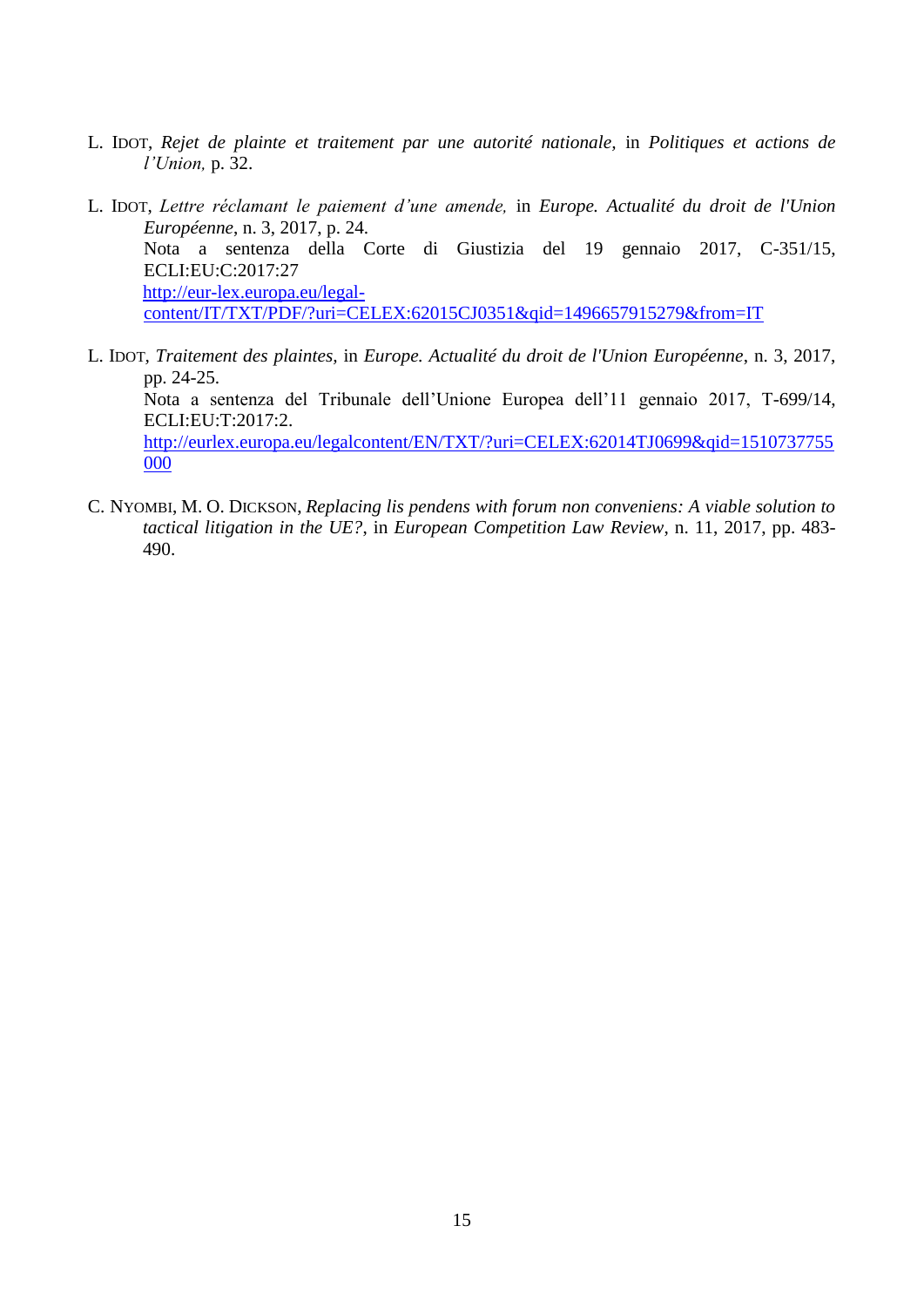L. IDOT, *Rejet de plainte et traitement par une autorité nationale,* in *Politiques et actions de l'Union,* p. 32.

L. IDOT, *Lettre réclamant le paiement d'une amende,* in *Europe. Actualité du droit de l'Union Européenne*, n. 3, 2017, p. 24.
Nota a sentenza della Corte di Giustizia del 19 gennaio 2017, C-351/15, ECLI:EU:C:2017:27
http://eur-lex.europa.eu/legal-content/IT/TXT/PDF/?uri=CELEX:62015CJ0351&qid=1496657915279&from=IT

L. IDOT, *Traitement des plaintes,* in *Europe. Actualité du droit de l'Union Européenne*, n. 3, 2017, pp. 24-25.
Nota a sentenza del Tribunale dell'Unione Europea dell'11 gennaio 2017, T-699/14, ECLI:EU:T:2017:2.
http://eurlex.europa.eu/legalcontent/EN/TXT/?uri=CELEX:62014TJ0699&qid=1510737755000

C. NYOMBI, M. O. DICKSON, *Replacing lis pendens with forum non conveniens: A viable solution to tactical litigation in the UE?*, in *European Competition Law Review*, n. 11, 2017, pp. 483-490.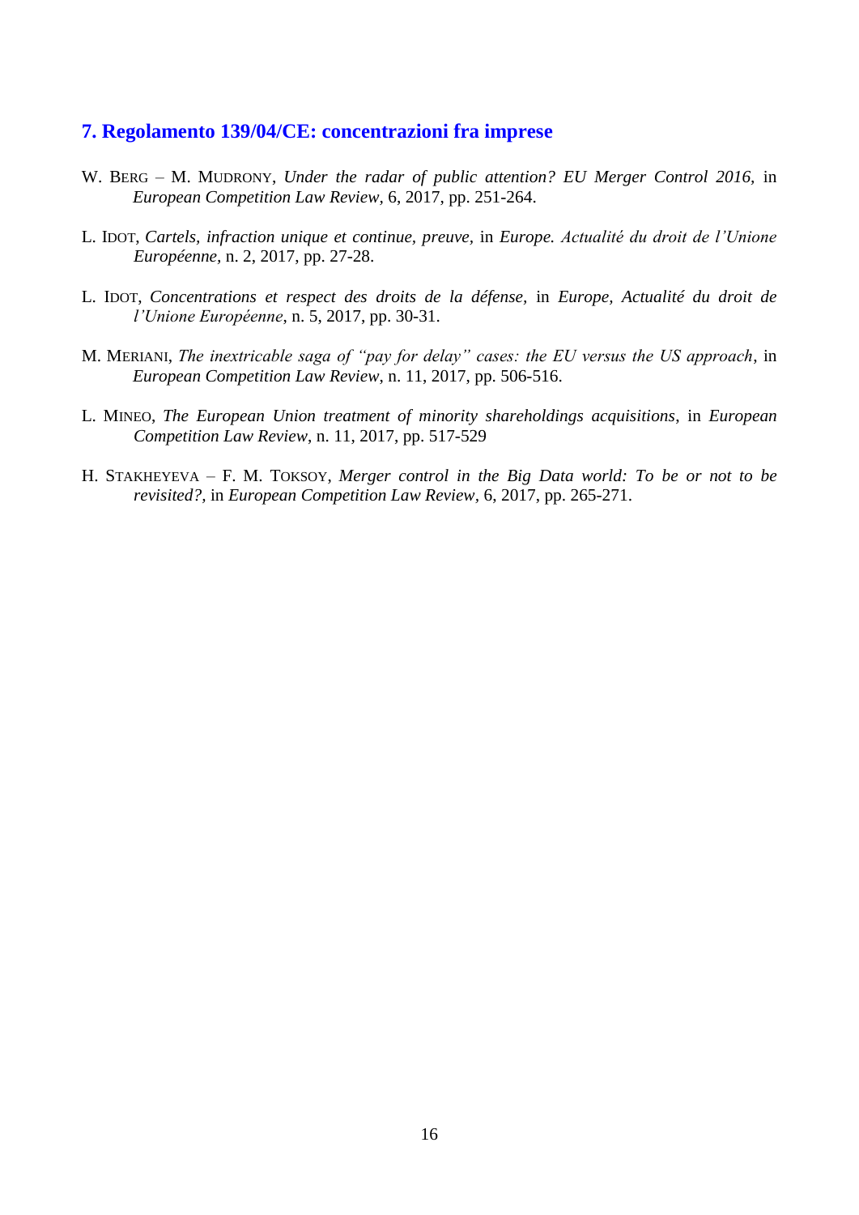## 7. Regolamento 139/04/CE: concentrazioni fra imprese

W. BERG – M. MUDRONY, *Under the radar of public attention? EU Merger Control 2016,* in *European Competition Law Review*, 6, 2017, pp. 251-264.

L. IDOT, *Cartels, infraction unique et continue, preuve,* in *Europe. Actualité du droit de l'Unione Européenne,* n. 2, 2017, pp. 27-28.

L. IDOT, *Concentrations et respect des droits de la défense,* in *Europe, Actualité du droit de l'Unione Européenne*, n. 5, 2017, pp. 30-31.

M. MERIANI, *The inextricable saga of "pay for delay" cases: the EU versus the US approach*, in *European Competition Law Review*, n. 11, 2017, pp. 506-516.

L. MINEO, *The European Union treatment of minority shareholdings acquisitions*, in *European Competition Law Review*, n. 11, 2017, pp. 517-529

H. STAKHEYEVA – F. M. TOKSOY, *Merger control in the Big Data world: To be or not to be revisited?,* in *European Competition Law Review*, 6, 2017, pp. 265-271.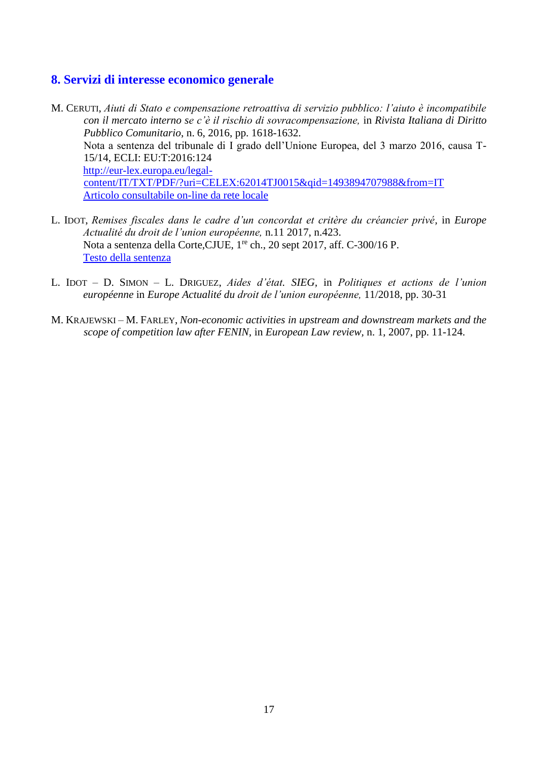## 8. Servizi di interesse economico generale

M. CERUTI, *Aiuti di Stato e compensazione retroattiva di servizio pubblico: l'aiuto è incompatibile con il mercato interno se c'è il rischio di sovracompensazione,* in *Rivista Italiana di Diritto Pubblico Comunitario*, n. 6, 2016, pp. 1618-1632.
Nota a sentenza del tribunale di I grado dell'Unione Europea, del 3 marzo 2016, causa T-15/14, ECLI: EU:T:2016:124
[http://eur-lex.europa.eu/legal-content/IT/TXT/PDF/?uri=CELEX:62014TJ0015&qid=1493894707988&from=IT](http://eur-lex.europa.eu/legal-content/IT/TXT/PDF/?uri=CELEX:62014TJ0015&qid=1493894707988&from=IT)
Articolo consultabile on-line da rete locale

L. IDOT, *Remises fiscales dans le cadre d'un concordat et critère du créancier privé,* in *Europe Actualité du droit de l'union européenne,* n.11 2017, n.423.
Nota a sentenza della Corte,CJUE, 1[re] ch., 20 sept 2017, aff. C-300/16 P.
Testo della sentenza

L. IDOT – D. SIMON – L. DRIGUEZ, *Aides d'état. SIEG,* in *Politiques et actions de l'union européenne* in *Europe Actualité du droit de l'union européenne,* 11/2018, pp. 30-31

M. KRAJEWSKI – M. FARLEY, *Non-economic activities in upstream and downstream markets and the scope of competition law after FENIN,* in *European Law review*, n. 1, 2007, pp. 11-124.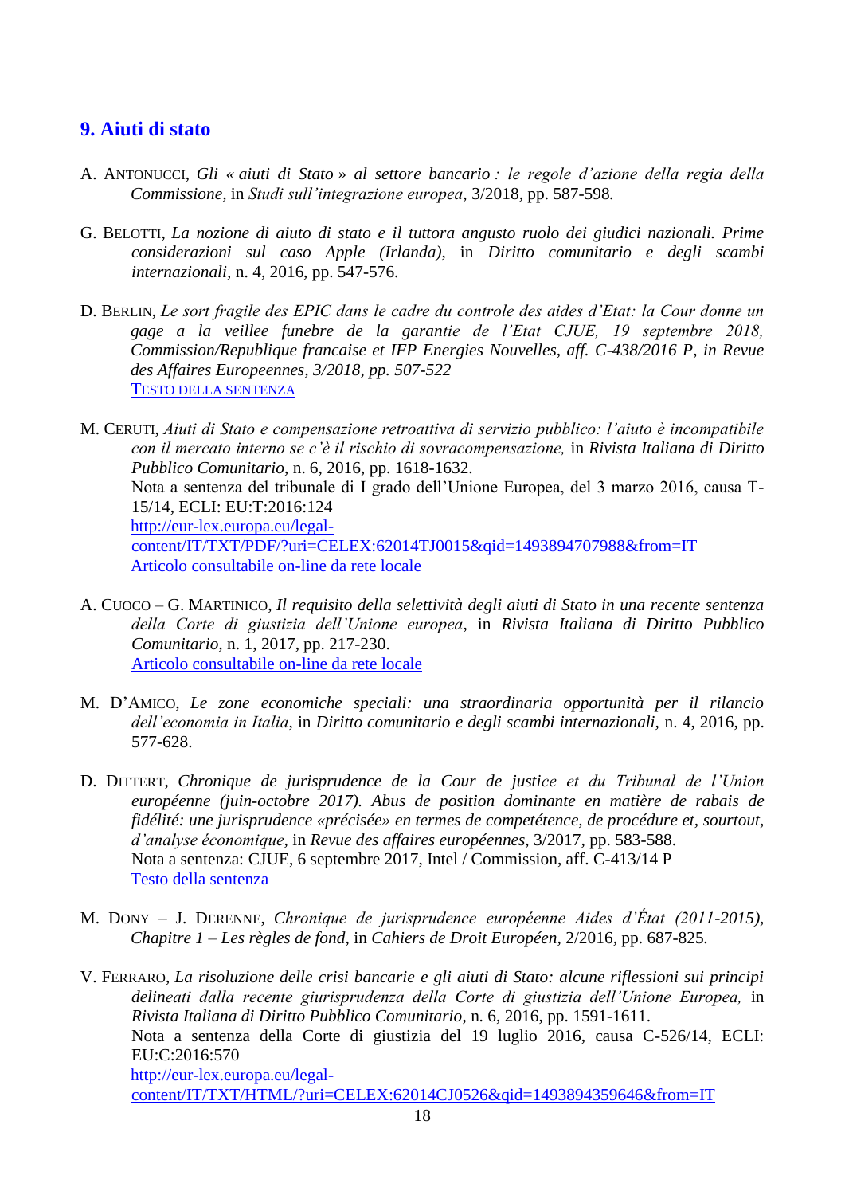## 9. Aiuti di stato

A. ANTONUCCI, *Gli « aiuti di Stato » al settore bancario : le regole d'azione della regia della Commissione*, in *Studi sull'integrazione europea*, 3/2018, pp. 587-598*.*

G. BELOTTI, *La nozione di aiuto di stato e il tuttora angusto ruolo dei giudici nazionali. Prime considerazioni sul caso Apple (Irlanda)*, in *Diritto comunitario e degli scambi internazionali*, n. 4, 2016, pp. 547-576.

D. BERLIN, *Le sort fragile des EPIC dans le cadre du controle des aides d'Etat: la Cour donne un gage a la veillee funebre de la garantie de l'Etat CJUE, 19 septembre 2018, Commission/Republique francaise et IFP Energies Nouvelles, aff. C-438/2016 P, in Revue des Affaires Europeennes, 3/2018, pp. 507-522*
TESTO DELLA SENTENZA

M. CERUTI, *Aiuti di Stato e compensazione retroattiva di servizio pubblico: l'aiuto è incompatibile con il mercato interno se c'è il rischio di sovracompensazione,* in *Rivista Italiana di Diritto Pubblico Comunitario*, n. 6, 2016, pp. 1618-1632.
Nota a sentenza del tribunale di I grado dell'Unione Europea, del 3 marzo 2016, causa T-15/14, ECLI: EU:T:2016:124
http://eur-lex.europa.eu/legal-content/IT/TXT/PDF/?uri=CELEX:62014TJ0015&qid=1493894707988&from=IT
Articolo consultabile on-line da rete locale

A. CUOCO – G. MARTINICO, *Il requisito della selettività degli aiuti di Stato in una recente sentenza della Corte di giustizia dell'Unione europea*, in *Rivista Italiana di Diritto Pubblico Comunitario*, n. 1, 2017, pp. 217-230.
Articolo consultabile on-line da rete locale

M. D'AMICO, *Le zone economiche speciali: una straordinaria opportunità per il rilancio dell'economia in Italia*, in *Diritto comunitario e degli scambi internazionali*, n. 4, 2016, pp. 577-628.

D. DITTERT, *Chronique de jurisprudence de la Cour de justice et du Tribunal de l'Union européenne (juin-octobre 2017). Abus de position dominante en matière de rabais de fidélité: une jurisprudence «précisée» en termes de competétence, de procédure et, sourtout, d'analyse économique*, in *Revue des affaires européennes*, 3/2017, pp. 583-588.
Nota a sentenza: CJUE, 6 septembre 2017, Intel / Commission, aff. C-413/14 P
Testo della sentenza

M. DONY – J. DERENNE, *Chronique de jurisprudence européenne Aides d'État (2011-2015), Chapitre 1 – Les règles de fond*, in *Cahiers de Droit Européen*, 2/2016, pp. 687-825.

V. FERRARO, *La risoluzione delle crisi bancarie e gli aiuti di Stato: alcune riflessioni sui principi delineati dalla recente giurisprudenza della Corte di giustizia dell'Unione Europea,* in *Rivista Italiana di Diritto Pubblico Comunitario*, n. 6, 2016, pp. 1591-1611.
Nota a sentenza della Corte di giustizia del 19 luglio 2016, causa C-526/14, ECLI: EU:C:2016:570
http://eur-lex.europa.eu/legal-content/IT/TXT/HTML/?uri=CELEX:62014CJ0526&qid=1493894359646&from=IT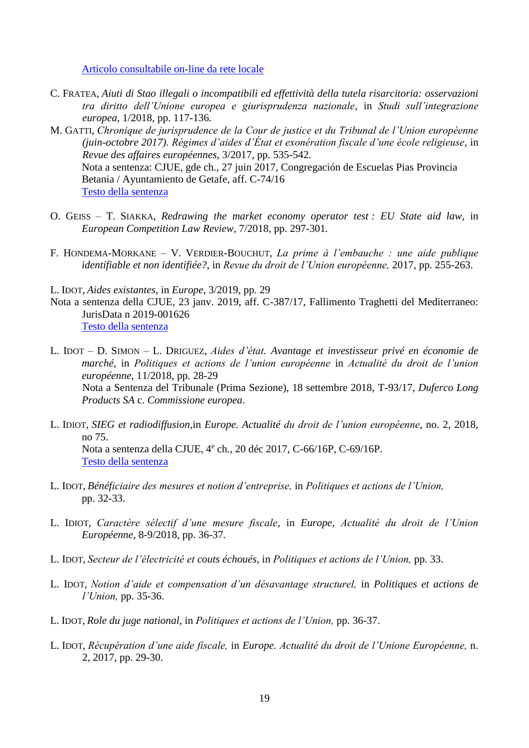[Articolo consultabile on-line da rete locale]

C. Fratea, *Aiuti di Stao illegali o incompatibili ed effettività della tutela risarcitoria: osservazioni tra diritto dell'Unione europea e giurisprudenza nazionale*, in *Studi sull'integrazione europea*, 1/2018, pp. 117-136.

M. Gatti, *Chronique de jurisprudence de la Cour de justice et du Tribunal de l'Union européenne (juin-octobre 2017). Régimes d'aides d'État et exonération fiscale d'une école religieuse*, in *Revue des affaires européennes*, 3/2017, pp. 535-542.
Nota a sentenza: CJUE, gde ch., 27 juin 2017, Congregación de Escuelas Pias Provincia Betania / Ayuntamiento de Getafe, aff. C-74/16
[Testo della sentenza]

O. Geiss – T. Siakka, *Redrawing the market economy operator test : EU State aid law*, in *European Competition Law Review*, 7/2018, pp. 297-301.

F. Hondema-Morkane – V. Verdier-Bouchut, *La prime à l'embauche : une aide publique identifiable et non identifiée?*, in *Revue du droit de l'Union européenne,* 2017, pp. 255-263.

L. Idot, *Aides existantes*, in *Europe*, 3/2019, pp. 29
Nota a sentenza della CJUE, 23 janv. 2019, aff. C-387/17, Fallimento Traghetti del Mediterraneo: JurisData n 2019-001626
[Testo della sentenza]

L. Idot – D. Simon – L. Driguez, *Aides d'état. Avantage et investisseur privé en économie de marché*, in *Politiques et actions de l'union européenne* in *Actualité du droit de l'union européenne*, 11/2018, pp. 28-29
Nota a Sentenza del Tribunale (Prima Sezione), 18 settembre 2018, T-93/17, *Duferco Long Products SA* c. *Commissione europea*.

L. Idiot, *SIEG et radiodiffusion*,in *Europe. Actualité du droit de l'union européenne*, no. 2, 2018, no 75.
Nota a sentenza della CJUE, 4[e] ch., 20 déc 2017, C-66/16P, C-69/16P.
[Testo della sentenza]

L. Idot, *Bénéficiaire des mesures et notion d'entreprise,* in *Politiques et actions de l'Union,* pp. 32-33.

L. Idiot, *Caractère sélectif d'une mesure fiscale*, in *Europe, Actualité du droit de l'Union Européenne*, 8-9/2018, pp. 36-37.

L. Idot, *Secteur de l'électricité et couts échoués*, in *Politiques et actions de l'Union,* pp. 33.

L. Idot, *Notion d'aide et compensation d'un désavantage structurel,* in *Politiques et actions de l'Union,* pp. 35-36.

L. Idot, *Role du juge national*, in *Politiques et actions de l'Union,* pp. 36-37.

L. Idot, *Rècupération d'une aide fiscale,* in *Europe. Actualité du droit de l'Unione Européenne,* n. 2, 2017, pp. 29-30.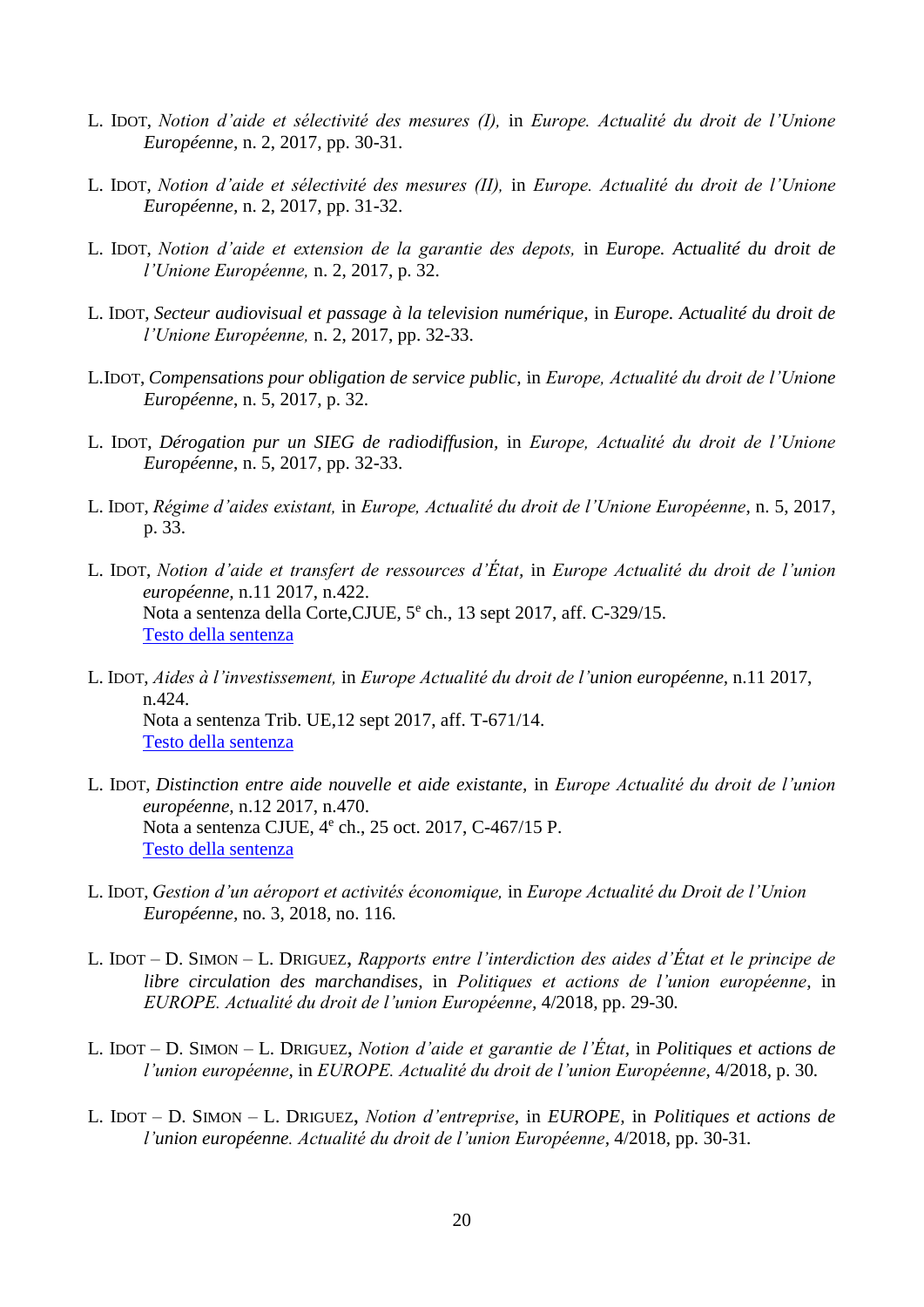L. IDOT, *Notion d'aide et sélectivité des mesures (I),* in *Europe. Actualité du droit de l'Unione Européenne*, n. 2, 2017, pp. 30-31.

L. IDOT, *Notion d'aide et sélectivité des mesures (II),* in *Europe. Actualité du droit de l'Unione Européenne*, n. 2, 2017, pp. 31-32.

L. IDOT, *Notion d'aide et extension de la garantie des depots,* in *Europe. Actualité du droit de l'Unione Européenne,* n. 2, 2017, p. 32.

L. IDOT, *Secteur audiovisual et passage à la television numérique,* in *Europe. Actualité du droit de l'Unione Européenne,* n. 2, 2017, pp. 32-33.

L.IDOT, *Compensations pour obligation de service public,* in *Europe, Actualité du droit de l'Unione Européenne*, n. 5, 2017, p. 32.

L. IDOT, *Dérogation pur un SIEG de radiodiffusion*, in *Europe, Actualité du droit de l'Unione Européenne*, n. 5, 2017, pp. 32-33.

L. IDOT, *Régime d'aides existant,* in *Europe, Actualité du droit de l'Unione Européenne*, n. 5, 2017, p. 33.

L. IDOT, *Notion d'aide et transfert de ressources d'État*, in *Europe Actualité du droit de l'union européenne*, n.11 2017, n.422.
Nota a sentenza della Corte,CJUE, 5e ch., 13 sept 2017, aff. C-329/15.
Testo della sentenza

L. IDOT, *Aides à l'investissement,* in *Europe Actualité du droit de l'union européenne*, n.11 2017, n.424.
Nota a sentenza Trib. UE,12 sept 2017, aff. T-671/14.
Testo della sentenza

L. IDOT, *Distinction entre aide nouvelle et aide existante*, in *Europe Actualité du droit de l'union européenne*, n.12 2017, n.470.
Nota a sentenza CJUE, 4e ch., 25 oct. 2017, C-467/15 P.
Testo della sentenza

L. IDOT, *Gestion d'un aéroport et activités économique,* in *Europe Actualité du Droit de l'Union Européenne*, no. 3, 2018, no. 116.

L. IDOT – D. SIMON – L. DRIGUEZ, *Rapports entre l'interdiction des aides d'État et le principe de libre circulation des marchandises,* in *Politiques et actions de l'union européenne,* in *EUROPE. Actualité du droit de l'union Européenne*, 4/2018, pp. 29-30.

L. IDOT – D. SIMON – L. DRIGUEZ, *Notion d'aide et garantie de l'État,* in *Politiques et actions de l'union européenne,* in *EUROPE. Actualité du droit de l'union Européenne*, 4/2018, p. 30.

L. IDOT – D. SIMON – L. DRIGUEZ, *Notion d'entreprise*, in *EUROPE,* in *Politiques et actions de l'union européenne. Actualité du droit de l'union Européenne*, 4/2018, pp. 30-31.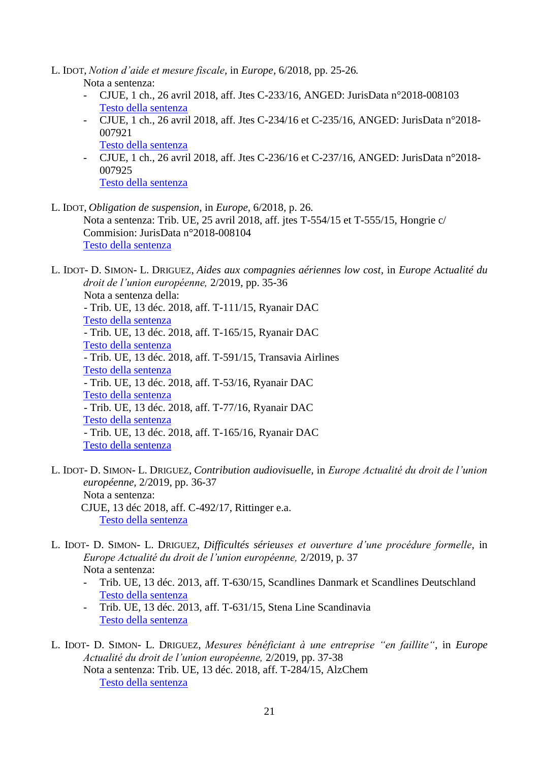L. IDOT, *Notion d'aide et mesure fiscale*, in *Europe*, 6/2018, pp. 25-26.
Nota a sentenza:
- CJUE, 1 ch., 26 avril 2018, aff. Jtes C-233/16, ANGED: JurisData n°2018-008103
  Testo della sentenza
- CJUE, 1 ch., 26 avril 2018, aff. Jtes C-234/16 et C-235/16, ANGED: JurisData n°2018-007921
  Testo della sentenza
- CJUE, 1 ch., 26 avril 2018, aff. Jtes C-236/16 et C-237/16, ANGED: JurisData n°2018-007925
  Testo della sentenza

L. IDOT, *Obligation de suspension*, in *Europe*, 6/2018, p. 26.
Nota a sentenza: Trib. UE, 25 avril 2018, aff. jtes T-554/15 et T-555/15, Hongrie c/ Commision: JurisData n°2018-008104
Testo della sentenza

L. IDOT- D. SIMON- L. DRIGUEZ, *Aides aux compagnies aériennes low cost*, in *Europe Actualité du droit de l'union européenne,* 2/2019, pp. 35-36
Nota a sentenza della:
- Trib. UE, 13 déc. 2018, aff. T-111/15, Ryanair DAC
Testo della sentenza
- Trib. UE, 13 déc. 2018, aff. T-165/15, Ryanair DAC
Testo della sentenza
- Trib. UE, 13 déc. 2018, aff. T-591/15, Transavia Airlines
Testo della sentenza
- Trib. UE, 13 déc. 2018, aff. T-53/16, Ryanair DAC
Testo della sentenza
- Trib. UE, 13 déc. 2018, aff. T-77/16, Ryanair DAC
Testo della sentenza
- Trib. UE, 13 déc. 2018, aff. T-165/16, Ryanair DAC
Testo della sentenza

L. IDOT- D. SIMON- L. DRIGUEZ, *Contribution audiovisuelle*, in *Europe Actualité du droit de l'union européenne*, 2/2019, pp. 36-37
Nota a sentenza:
CJUE, 13 déc 2018, aff. C-492/17, Rittinger e.a.
Testo della sentenza

L. IDOT- D. SIMON- L. DRIGUEZ, *Difficultés sérieuses et ouverture d'une procédure formelle,* in *Europe Actualité du droit de l'union européenne,* 2/2019, p. 37
Nota a sentenza:
- Trib. UE, 13 déc. 2013, aff. T-630/15, Scandlines Danmark et Scandlines Deutschland
  Testo della sentenza
- Trib. UE, 13 déc. 2013, aff. T-631/15, Stena Line Scandinavia
  Testo della sentenza

L. IDOT- D. SIMON- L. DRIGUEZ, *Mesures bénéficiant à une entreprise "en faillite",* in *Europe Actualité du droit de l'union européenne,* 2/2019, pp. 37-38
Nota a sentenza: Trib. UE, 13 déc. 2018, aff. T-284/15, AlzChem
Testo della sentenza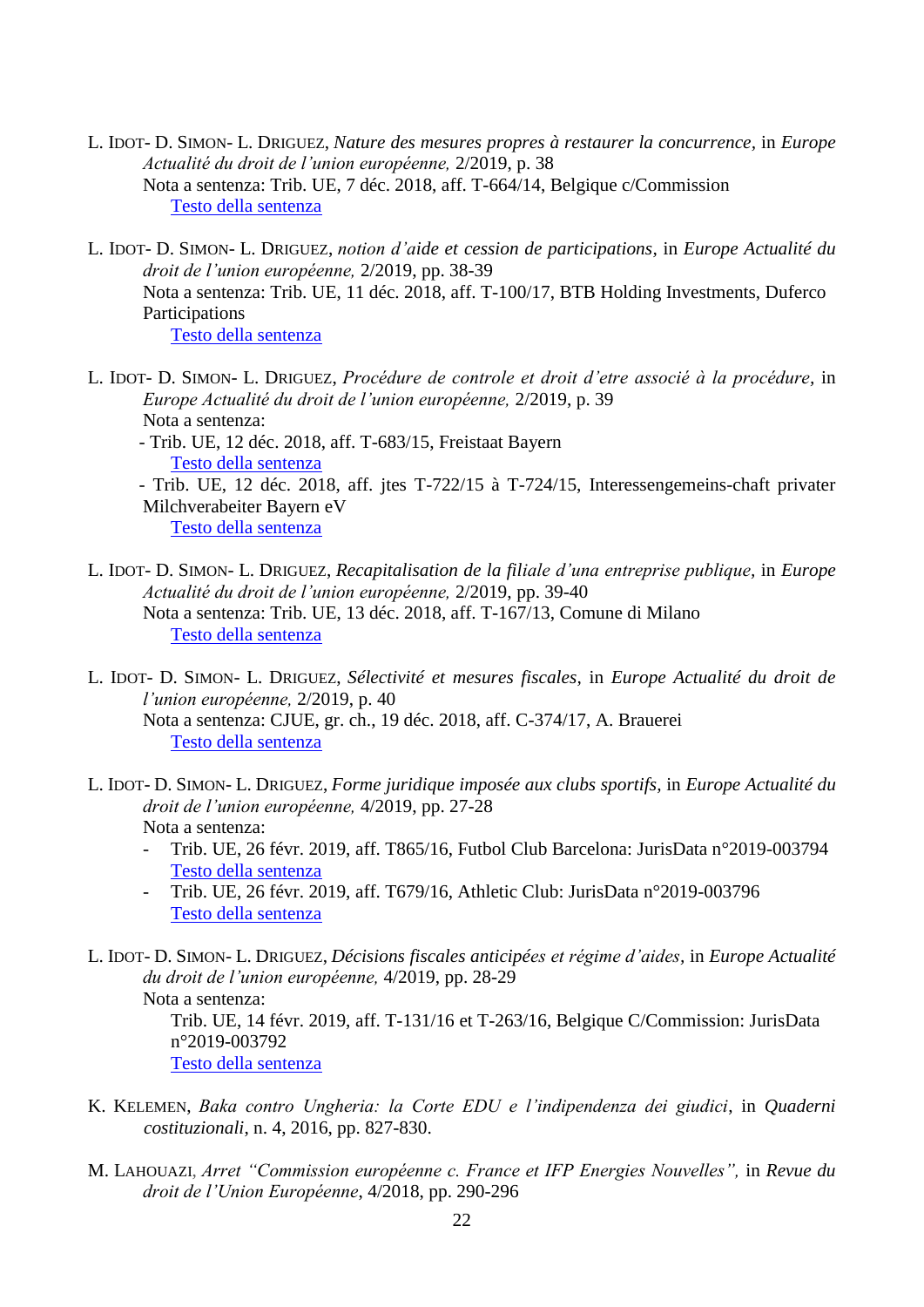L. IDOT- D. SIMON- L. DRIGUEZ, *Nature des mesures propres à restaurer la concurrence*, in *Europe Actualité du droit de l'union européenne,* 2/2019, p. 38
Nota a sentenza: Trib. UE, 7 déc. 2018, aff. T-664/14, Belgique c/Commission
Testo della sentenza

L. IDOT- D. SIMON- L. DRIGUEZ, *notion d'aide et cession de participations*, in *Europe Actualité du droit de l'union européenne,* 2/2019, pp. 38-39
Nota a sentenza: Trib. UE, 11 déc. 2018, aff. T-100/17, BTB Holding Investments, Duferco Participations
Testo della sentenza

L. IDOT- D. SIMON- L. DRIGUEZ, *Procédure de controle et droit d'etre associé à la procédure*, in *Europe Actualité du droit de l'union européenne,* 2/2019, p. 39
Nota a sentenza:
- Trib. UE, 12 déc. 2018, aff. T-683/15, Freistaat Bayern
  Testo della sentenza
- Trib. UE, 12 déc. 2018, aff. jtes T-722/15 à T-724/15, Interessengemeins-chaft privater Milchverabeiter Bayern eV
  Testo della sentenza

L. IDOT- D. SIMON- L. DRIGUEZ, *Recapitalisation de la filiale d'una entreprise publique*, in *Europe Actualité du droit de l'union européenne,* 2/2019, pp. 39-40
Nota a sentenza: Trib. UE, 13 déc. 2018, aff. T-167/13, Comune di Milano
Testo della sentenza

L. IDOT- D. SIMON- L. DRIGUEZ, *Sélectivité et mesures fiscales*, in *Europe Actualité du droit de l'union européenne,* 2/2019, p. 40
Nota a sentenza: CJUE, gr. ch., 19 déc. 2018, aff. C-374/17, A. Brauerei
Testo della sentenza

L. IDOT- D. SIMON- L. DRIGUEZ, *Forme juridique imposée aux clubs sportifs,* in *Europe Actualité du droit de l'union européenne,* 4/2019, pp. 27-28
Nota a sentenza:
- Trib. UE, 26 févr. 2019, aff. T865/16, Futbol Club Barcelona: JurisData n°2019-003794
  Testo della sentenza
- Trib. UE, 26 févr. 2019, aff. T679/16, Athletic Club: JurisData n°2019-003796
  Testo della sentenza

L. IDOT- D. SIMON- L. DRIGUEZ, *Décisions fiscales anticipées et régime d'aides,* in *Europe Actualité du droit de l'union européenne,* 4/2019, pp. 28-29
Nota a sentenza:
Trib. UE, 14 févr. 2019, aff. T-131/16 et T-263/16, Belgique C/Commission: JurisData n°2019-003792
Testo della sentenza

K. KELEMEN, *Baka contro Ungheria: la Corte EDU e l'indipendenza dei giudici*, in *Quaderni costituzionali*, n. 4, 2016, pp. 827-830.

M. LAHOUAZI, *Arret "Commission européenne c. France et IFP Energies Nouvelles",* in *Revue du droit de l'Union Européenne*, 4/2018, pp. 290-296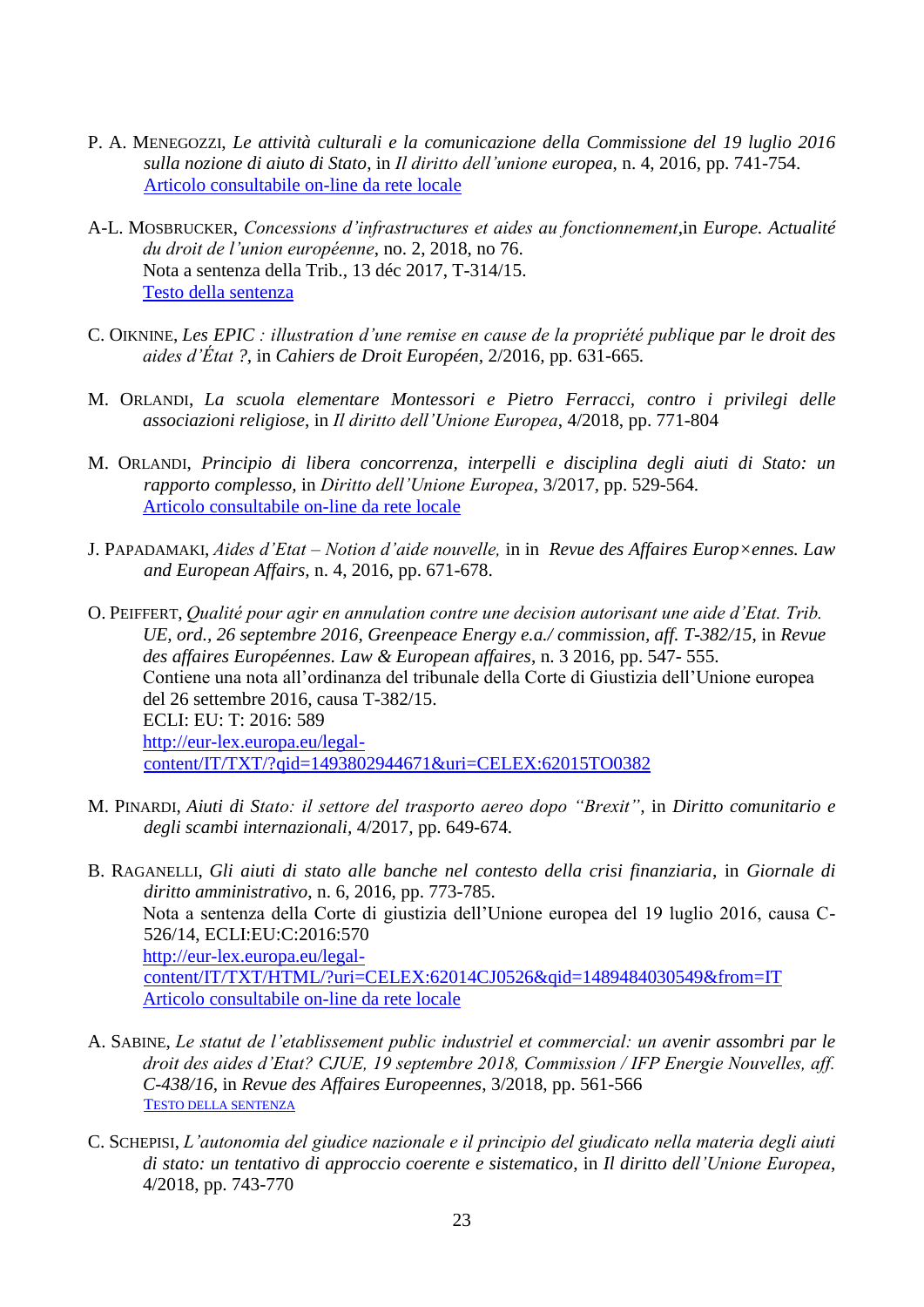P. A. MENEGOZZI, *Le attività culturali e la comunicazione della Commissione del 19 luglio 2016 sulla nozione di aiuto di Stato*, in *Il diritto dell'unione europea*, n. 4, 2016, pp. 741-754.
Articolo consultabile on-line da rete locale

A-L. MOSBRUCKER, *Concessions d'infrastructures et aides au fonctionnement*,in *Europe. Actualité du droit de l'union européenne*, no. 2, 2018, no 76.
Nota a sentenza della Trib., 13 déc 2017, T-314/15.
Testo della sentenza

C. OIKNINE, *Les EPIC : illustration d'une remise en cause de la propriété publique par le droit des aides d'État ?*, in *Cahiers de Droit Européen*, 2/2016, pp. 631-665.

M. ORLANDI, *La scuola elementare Montessori e Pietro Ferracci, contro i privilegi delle associazioni religiose*, in *Il diritto dell'Unione Europea*, 4/2018, pp. 771-804

M. ORLANDI, *Principio di libera concorrenza, interpelli e disciplina degli aiuti di Stato: un rapporto complesso*, in *Diritto dell'Unione Europea*, 3/2017, pp. 529-564.
Articolo consultabile on-line da rete locale

J. PAPADAMAKI, *Aides d'Etat – Notion d'aide nouvelle,* in in *Revue des Affaires Europ×ennes. Law and European Affairs*, n. 4, 2016, pp. 671-678.

O. PEIFFERT, *Qualité pour agir en annulation contre une decision autorisant une aide d'Etat. Trib. UE, ord., 26 septembre 2016, Greenpeace Energy e.a./ commission, aff. T-382/15*, in *Revue des affaires Européennes. Law & European affaires*, n. 3 2016, pp. 547- 555.
Contiene una nota all'ordinanza del tribunale della Corte di Giustizia dell'Unione europea del 26 settembre 2016, causa T-382/15.
ECLI: EU: T: 2016: 589
http://eur-lex.europa.eu/legal-content/IT/TXT/?qid=1493802944671&uri=CELEX:62015TO0382

M. PINARDI, *Aiuti di Stato: il settore del trasporto aereo dopo "Brexit"*, in *Diritto comunitario e degli scambi internazionali*, 4/2017, pp. 649-674.

B. RAGANELLI, *Gli aiuti di stato alle banche nel contesto della crisi finanziaria*, in *Giornale di diritto amministrativo*, n. 6, 2016, pp. 773-785.
Nota a sentenza della Corte di giustizia dell'Unione europea del 19 luglio 2016, causa C-526/14, ECLI:EU:C:2016:570
http://eur-lex.europa.eu/legal-content/IT/TXT/HTML/?uri=CELEX:62014CJ0526&qid=1489484030549&from=IT
Articolo consultabile on-line da rete locale

A. SABINE, *Le statut de l'etablissement public industriel et commercial: un avenir assombri par le droit des aides d'Etat? CJUE, 19 septembre 2018, Commission / IFP Energie Nouvelles, aff. C-438/16*, in *Revue des Affaires Europeennes*, 3/2018, pp. 561-566
TESTO DELLA SENTENZA

C. SCHEPISI, *L'autonomia del giudice nazionale e il principio del giudicato nella materia degli aiuti di stato: un tentativo di approccio coerente e sistematico*, in *Il diritto dell'Unione Europea*, 4/2018, pp. 743-770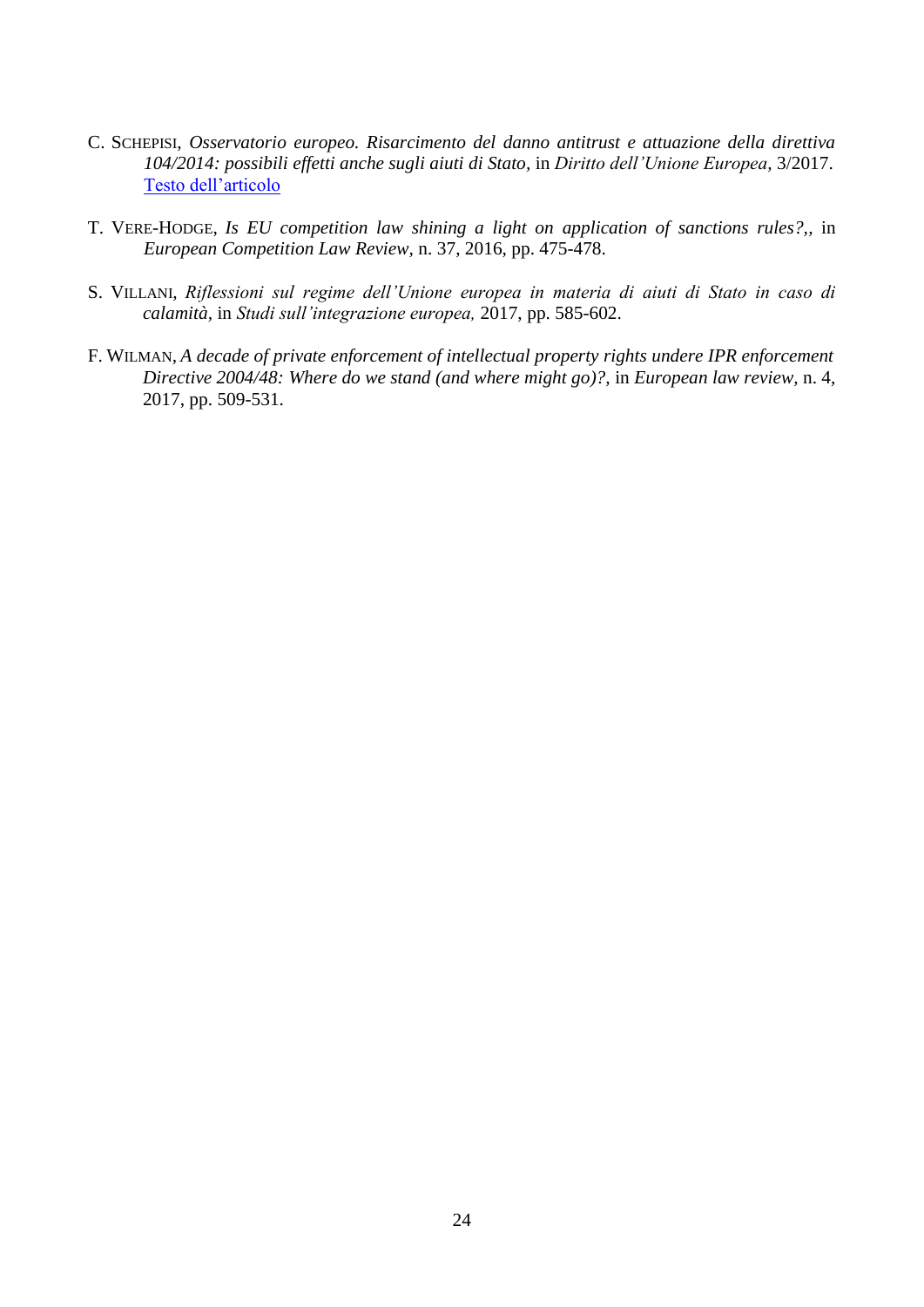C. SCHEPISI, *Osservatorio europeo. Risarcimento del danno antitrust e attuazione della direttiva 104/2014: possibili effetti anche sugli aiuti di Stato,* in *Diritto dell'Unione Europea*, 3/2017. Testo dell'articolo

T. VERE-HODGE, *Is EU competition law shining a light on application of sanctions rules?,*, in *European Competition Law Review*, n. 37, 2016, pp. 475-478.

S. VILLANI, *Riflessioni sul regime dell'Unione europea in materia di aiuti di Stato in caso di calamità,* in *Studi sull'integrazione europea,* 2017, pp. 585-602.

F. WILMAN, *A decade of private enforcement of intellectual property rights undere IPR enforcement Directive 2004/48: Where do we stand (and where might go)?,* in *European law review*, n. 4, 2017, pp. 509-531.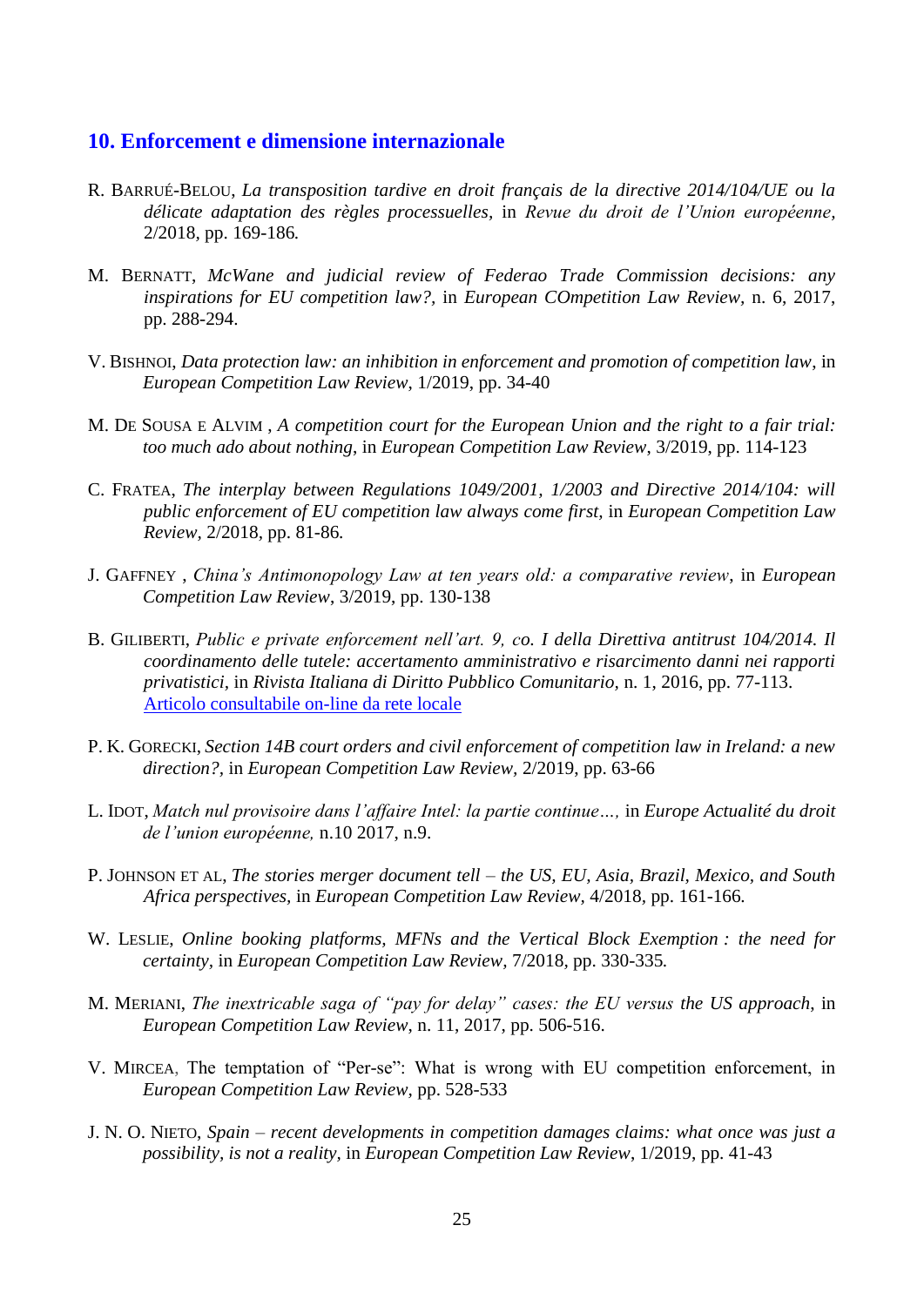## 10. Enforcement e dimensione internazionale

R. BARRUÉ-BELOU, *La transposition tardive en droit français de la directive 2014/104/UE ou la délicate adaptation des règles processuelles*, in *Revue du droit de l'Union européenne*, 2/2018, pp. 169-186.

M. BERNATT, *McWane and judicial review of Federao Trade Commission decisions: any inspirations for EU competition law?*, in *European COmpetition Law Review*, n. 6, 2017, pp. 288-294.

V. BISHNOI, *Data protection law: an inhibition in enforcement and promotion of competition law*, in *European Competition Law Review*, 1/2019, pp. 34-40

M. DE SOUSA E ALVIM , *A competition court for the European Union and the right to a fair trial: too much ado about nothing*, in *European Competition Law Review*, 3/2019, pp. 114-123

C. FRATEA, *The interplay between Regulations 1049/2001, 1/2003 and Directive 2014/104: will public enforcement of EU competition law always come first*, in *European Competition Law Review*, 2/2018, pp. 81-86.

J. GAFFNEY , *China's Antimonopology Law at ten years old: a comparative review*, in *European Competition Law Review*, 3/2019, pp. 130-138

B. GILIBERTI, *Public e private enforcement nell'art. 9, co. I della Direttiva antitrust 104/2014. Il coordinamento delle tutele: accertamento amministrativo e risarcimento danni nei rapporti privatistici*, in *Rivista Italiana di Diritto Pubblico Comunitario*, n. 1, 2016, pp. 77-113. [Articolo consultabile on-line da rete locale]

P. K. GORECKI, *Section 14B court orders and civil enforcement of competition law in Ireland: a new direction?*, in *European Competition Law Review*, 2/2019, pp. 63-66

L. IDOT, *Match nul provisoire dans l'affaire Intel: la partie continue…*, in *Europe Actualité du droit de l'union européenne*, n.10 2017, n.9.

P. JOHNSON ET AL, *The stories merger document tell – the US, EU, Asia, Brazil, Mexico, and South Africa perspectives*, in *European Competition Law Review*, 4/2018, pp. 161-166.

W. LESLIE, *Online booking platforms, MFNs and the Vertical Block Exemption : the need for certainty*, in *European Competition Law Review*, 7/2018, pp. 330-335.

M. MERIANI, *The inextricable saga of "pay for delay" cases: the EU versus the US approach*, in *European Competition Law Review*, n. 11, 2017, pp. 506-516.

V. MIRCEA, The temptation of "Per-se": What is wrong with EU competition enforcement, in *European Competition Law Review*, pp. 528-533

J. N. O. NIETO, *Spain – recent developments in competition damages claims: what once was just a possibility, is not a reality*, in *European Competition Law Review*, 1/2019, pp. 41-43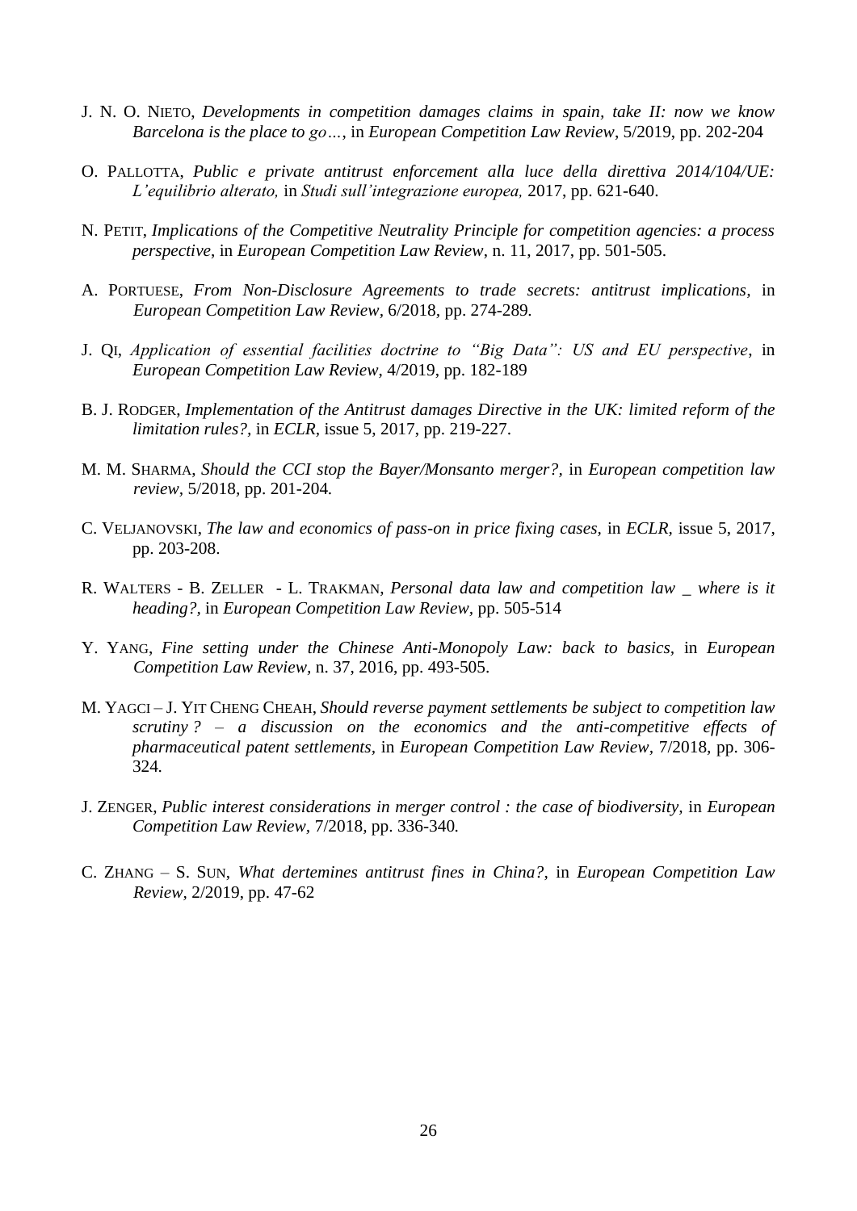J. N. O. NIETO, *Developments in competition damages claims in spain, take II: now we know Barcelona is the place to go…*, in *European Competition Law Review*, 5/2019, pp. 202-204

O. PALLOTTA, *Public e private antitrust enforcement alla luce della direttiva 2014/104/UE: L'equilibrio alterato,* in *Studi sull'integrazione europea,* 2017, pp. 621-640.

N. PETIT, *Implications of the Competitive Neutrality Principle for competition agencies: a process perspective*, in *European Competition Law Review*, n. 11, 2017, pp. 501-505.

A. PORTUESE, *From Non-Disclosure Agreements to trade secrets: antitrust implications,* in *European Competition Law Review,* 6/2018, pp. 274-289*.*

J. QI, *Application of essential facilities doctrine to "Big Data": US and EU perspective*, in *European Competition Law Review*, 4/2019, pp. 182-189

B. J. RODGER, *Implementation of the Antitrust damages Directive in the UK: limited reform of the limitation rules?,* in *ECLR*, issue 5, 2017, pp. 219-227.

M. M. SHARMA, *Should the CCI stop the Bayer/Monsanto merger?,* in *European competition law review,* 5/2018, pp. 201-204*.*

C. VELJANOVSKI, *The law and economics of pass-on in price fixing cases,* in *ECLR,* issue 5, 2017, pp. 203-208.

R. WALTERS - B. ZELLER - L. TRAKMAN, *Personal data law and competition law _ where is it heading?*, in *European Competition Law Review*, pp. 505-514

Y. YANG, *Fine setting under the Chinese Anti-Monopoly Law: back to basics,* in *European Competition Law Review,* n. 37, 2016, pp. 493-505.

M. YAGCI – J. YIT CHENG CHEAH, *Should reverse payment settlements be subject to competition law scrutiny ? – a discussion on the economics and the anti-competitive effects of pharmaceutical patent settlements,* in *European Competition Law Review,* 7/2018, pp. 306-324*.*

J. ZENGER, *Public interest considerations in merger control : the case of biodiversity*, in *European Competition Law Review*, 7/2018, pp. 336-340*.*

C. ZHANG – S. SUN, *What dertemines antitrust fines in China?*, in *European Competition Law Review,* 2/2019, pp. 47-62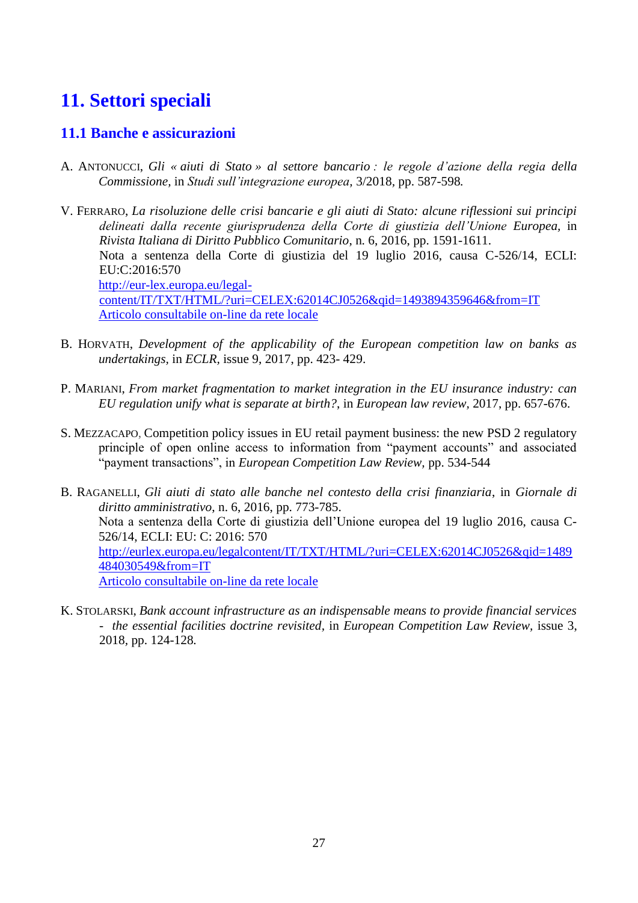# 11. Settori speciali

## 11.1 Banche e assicurazioni

A. ANTONUCCI, *Gli « aiuti di Stato » al settore bancario : le regole d'azione della regia della Commissione*, in *Studi sull'integrazione europea*, 3/2018, pp. 587-598.

V. FERRARO, *La risoluzione delle crisi bancarie e gli aiuti di Stato: alcune riflessioni sui principi delineati dalla recente giurisprudenza della Corte di giustizia dell'Unione Europea*, in *Rivista Italiana di Diritto Pubblico Comunitario*, n. 6, 2016, pp. 1591-1611.
Nota a sentenza della Corte di giustizia del 19 luglio 2016, causa C-526/14, ECLI: EU:C:2016:570
[http://eur-lex.europa.eu/legal-content/IT/TXT/HTML/?uri=CELEX:62014CJ0526&qid=1493894359646&from=IT](http://eur-lex.europa.eu/legal-content/IT/TXT/HTML/?uri=CELEX:62014CJ0526&qid=1493894359646&from=IT)
Articolo consultabile on-line da rete locale

B. HORVATH, *Development of the applicability of the European competition law on banks as undertakings*, in *ECLR*, issue 9, 2017, pp. 423- 429.

P. MARIANI, *From market fragmentation to market integration in the EU insurance industry: can EU regulation unify what is separate at birth?*, in *European law review*, 2017, pp. 657-676.

S. MEZZACAPO, Competition policy issues in EU retail payment business: the new PSD 2 regulatory principle of open online access to information from "payment accounts" and associated "payment transactions", in *European Competition Law Review*, pp. 534-544

B. RAGANELLI, *Gli aiuti di stato alle banche nel contesto della crisi finanziaria*, in *Giornale di diritto amministrativo*, n. 6, 2016, pp. 773-785.
Nota a sentenza della Corte di giustizia dell'Unione europea del 19 luglio 2016, causa C-526/14, ECLI: EU: C: 2016: 570
[http://eurlex.europa.eu/legalcontent/IT/TXT/HTML/?uri=CELEX:62014CJ0526&qid=1489484030549&from=IT](http://eurlex.europa.eu/legalcontent/IT/TXT/HTML/?uri=CELEX:62014CJ0526&qid=1489484030549&from=IT)
Articolo consultabile on-line da rete locale

K. STOLARSKI, *Bank account infrastructure as an indispensable means to provide financial services - the essential facilities doctrine revisited*, in *European Competition Law Review*, issue 3, 2018, pp. 124-128.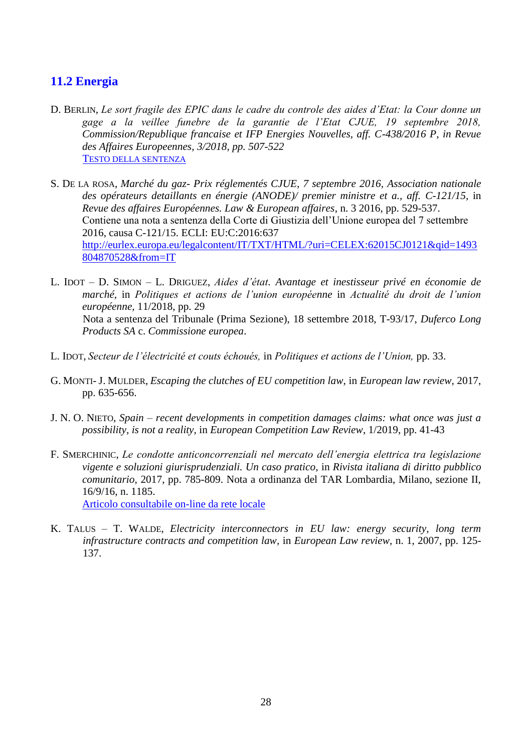## 11.2 Energia

D. Berlin, *Le sort fragile des EPIC dans le cadre du controle des aides d'Etat: la Cour donne un gage a la veillee funebre de la garantie de l'Etat CJUE, 19 septembre 2018, Commission/Republique francaise et IFP Energies Nouvelles, aff. C-438/2016 P, in Revue des Affaires Europeennes, 3/2018, pp. 507-522*
Testo della sentenza

S. De la rosa, *Marché du gaz- Prix réglementés CJUE, 7 septembre 2016, Association nationale des opérateurs detaillants en énergie (ANODE)/ premier ministre et a., aff. C-121/15*, in *Revue des affaires Européennes. Law & European affaires*, n. 3 2016, pp. 529-537.
Contiene una nota a sentenza della Corte di Giustizia dell'Unione europea del 7 settembre 2016, causa C-121/15. ECLI: EU:C:2016:637
http://eurlex.europa.eu/legalcontent/IT/TXT/HTML/?uri=CELEX:62015CJ0121&qid=1493804870528&from=IT

L. Idot – D. Simon – L. Driguez, *Aides d'état. Avantage et inestisseur privé en économie de marché*, in *Politiques et actions de l'union européenne* in *Actualité du droit de l'union européenne*, 11/2018, pp. 29
Nota a sentenza del Tribunale (Prima Sezione), 18 settembre 2018, T-93/17, *Duferco Long Products SA* c. *Commissione europea*.

L. Idot, *Secteur de l'électricité et couts échoués,* in *Politiques et actions de l'Union,* pp. 33.

G. Monti- J. Mulder, *Escaping the clutches of EU competition law*, in *European law review*, 2017, pp. 635-656.

J. N. O. Nieto, *Spain – recent developments in competition damages claims: what once was just a possibility, is not a reality*, in *European Competition Law Review*, 1/2019, pp. 41-43

F. Smerchinic, *Le condotte anticoncorrenziali nel mercato dell'energia elettrica tra legislazione vigente e soluzioni giurisprudenziali. Un caso pratico*, in *Rivista italiana di diritto pubblico comunitario*, 2017, pp. 785-809. Nota a ordinanza del TAR Lombardia, Milano, sezione II, 16/9/16, n. 1185.
Articolo consultabile on-line da rete locale

K. Talus – T. Walde, *Electricity interconnectors in EU law: energy security, long term infrastructure contracts and competition law*, in *European Law review*, n. 1, 2007, pp. 125-137.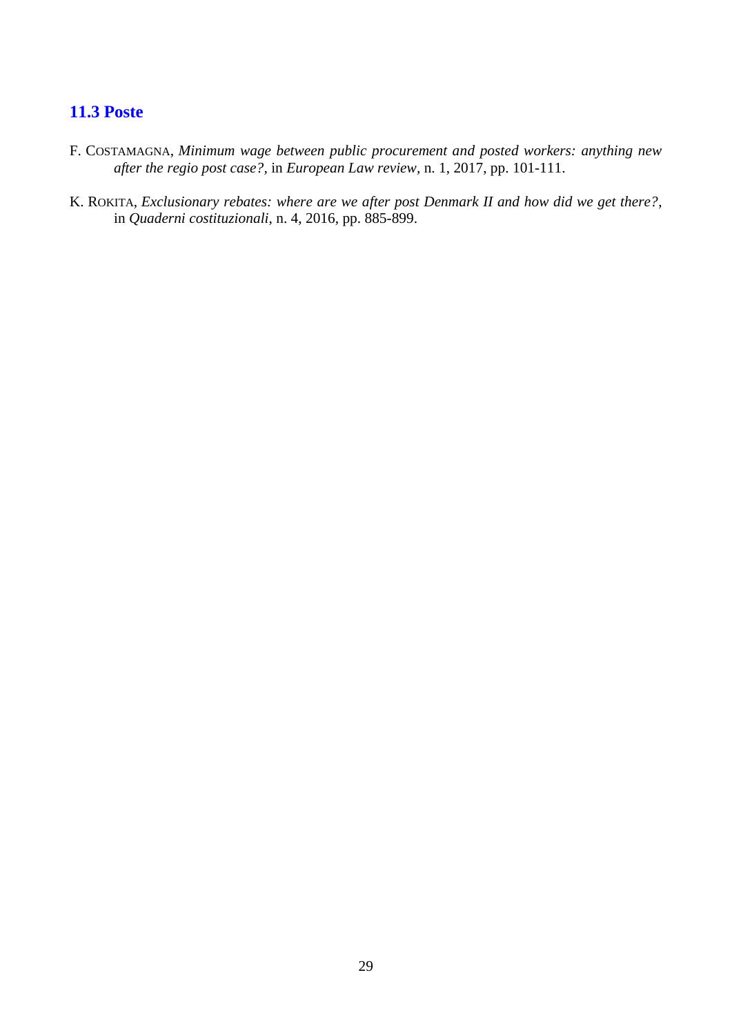### 11.3 Poste

F. COSTAMAGNA, *Minimum wage between public procurement and posted workers: anything new after the regio post case?*, in *European Law review*, n. 1, 2017, pp. 101-111.

K. ROKITA, *Exclusionary rebates: where are we after post Denmark II and how did we get there?*, in *Quaderni costituzionali*, n. 4, 2016, pp. 885-899.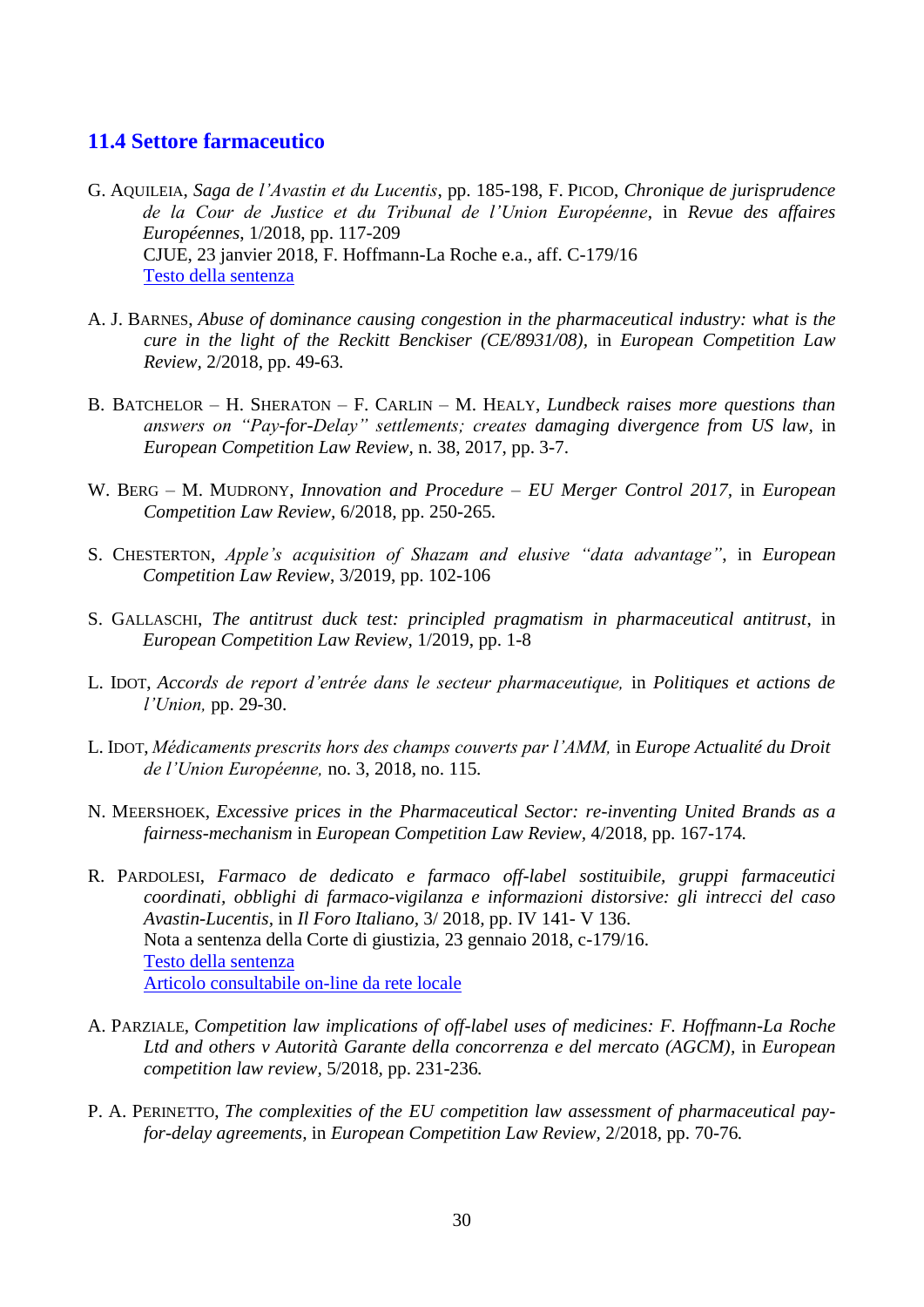## 11.4 Settore farmaceutico

G. AQUILEIA, *Saga de l'Avastin et du Lucentis*, pp. 185-198, F. PICOD, *Chronique de jurisprudence de la Cour de Justice et du Tribunal de l'Union Européenne*, in *Revue des affaires Européennes*, 1/2018, pp. 117-209
CJUE, 23 janvier 2018, F. Hoffmann-La Roche e.a., aff. C-179/16
Testo della sentenza

A. J. BARNES, *Abuse of dominance causing congestion in the pharmaceutical industry: what is the cure in the light of the Reckitt Benckiser (CE/8931/08)*, in *European Competition Law Review*, 2/2018, pp. 49-63.

B. BATCHELOR – H. SHERATON – F. CARLIN – M. HEALY, *Lundbeck raises more questions than answers on "Pay-for-Delay" settlements; creates damaging divergence from US law*, in *European Competition Law Review*, n. 38, 2017, pp. 3-7.

W. BERG – M. MUDRONY, *Innovation and Procedure – EU Merger Control 2017*, in *European Competition Law Review*, 6/2018, pp. 250-265.

S. CHESTERTON, *Apple's acquisition of Shazam and elusive "data advantage"*, in *European Competition Law Review*, 3/2019, pp. 102-106

S. GALLASCHI, *The antitrust duck test: principled pragmatism in pharmaceutical antitrust*, in *European Competition Law Review*, 1/2019, pp. 1-8

L. IDOT, *Accords de report d'entrée dans le secteur pharmaceutique,* in *Politiques et actions de l'Union,* pp. 29-30.

L. IDOT, *Médicaments prescrits hors des champs couverts par l'AMM,* in *Europe Actualité du Droit de l'Union Européenne,* no. 3, 2018, no. 115.

N. MEERSHOEK, *Excessive prices in the Pharmaceutical Sector: re-inventing United Brands as a fairness-mechanism* in *European Competition Law Review*, 4/2018, pp. 167-174.

R. PARDOLESI, *Farmaco de dedicato e farmaco off-label sostituibile, gruppi farmaceutici coordinati, obblighi di farmaco-vigilanza e informazioni distorsive: gli intrecci del caso Avastin-Lucentis*, in *Il Foro Italiano*, 3/ 2018, pp. IV 141- V 136.
Nota a sentenza della Corte di giustizia, 23 gennaio 2018, c-179/16.
Testo della sentenza
Articolo consultabile on-line da rete locale

A. PARZIALE, *Competition law implications of off-label uses of medicines: F. Hoffmann-La Roche Ltd and others v Autorità Garante della concorrenza e del mercato (AGCM)*, in *European competition law review*, 5/2018, pp. 231-236.

P. A. PERINETTO, *The complexities of the EU competition law assessment of pharmaceutical pay-for-delay agreements*, in *European Competition Law Review*, 2/2018, pp. 70-76.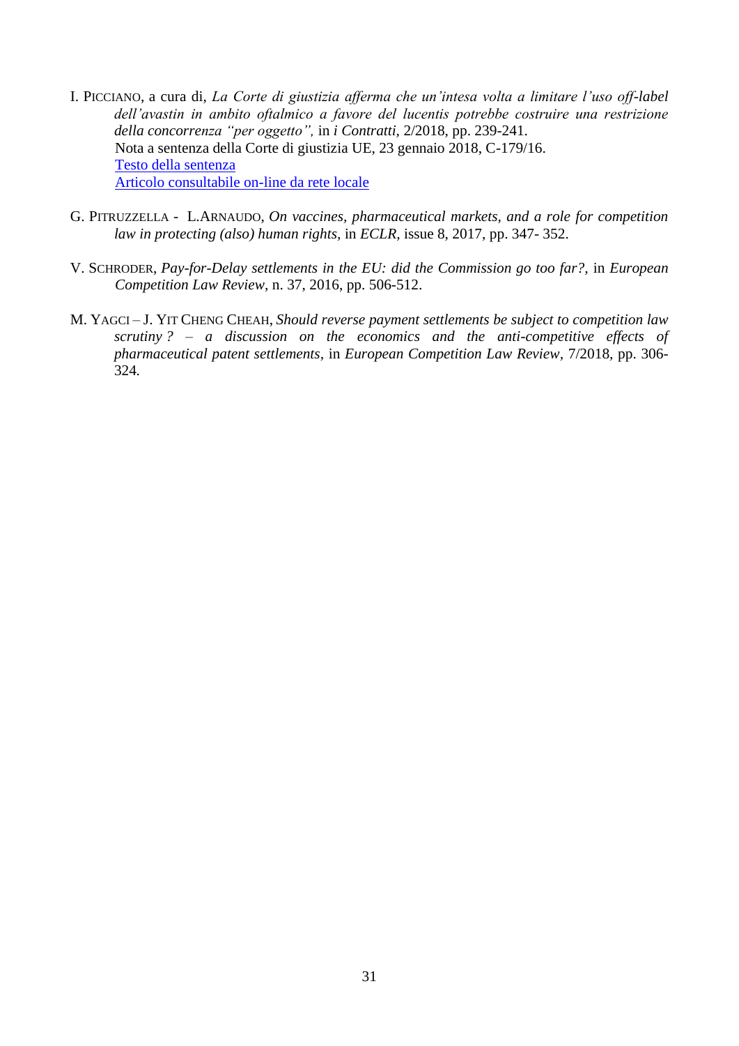I. PICCIANO, a cura di, *La Corte di giustizia afferma che un'intesa volta a limitare l'uso off-label dell'avastin in ambito oftalmico a favore del lucentis potrebbe costruire una restrizione della concorrenza "per oggetto",* in *i Contratti*, 2/2018, pp. 239-241.
Nota a sentenza della Corte di giustizia UE, 23 gennaio 2018, C-179/16.
Testo della sentenza
Articolo consultabile on-line da rete locale

G. PITRUZZELLA - L.ARNAUDO, *On vaccines, pharmaceutical markets, and a role for competition law in protecting (also) human rights,* in *ECLR,* issue 8, 2017, pp. 347- 352.

V. SCHRODER, *Pay-for-Delay settlements in the EU: did the Commission go too far?,* in *European Competition Law Review*, n. 37, 2016, pp. 506-512.

M. YAGCI – J. YIT CHENG CHEAH, *Should reverse payment settlements be subject to competition law scrutiny ? – a discussion on the economics and the anti-competitive effects of pharmaceutical patent settlements,* in *European Competition Law Review*, 7/2018, pp. 306-324.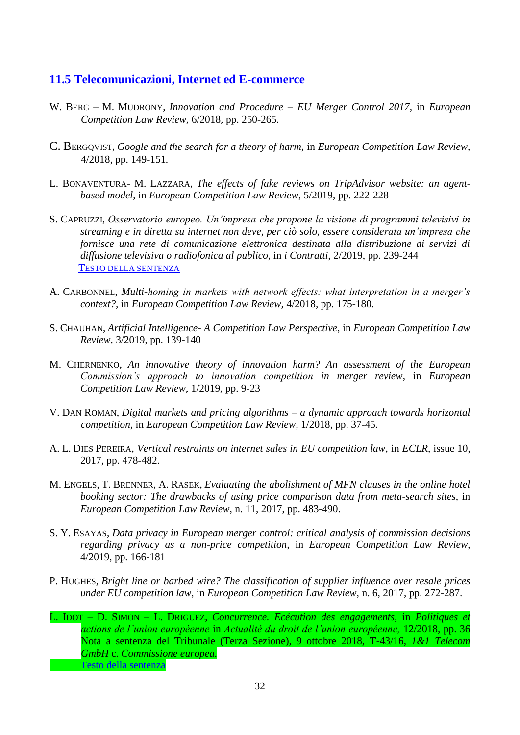### 11.5 Telecomunicazioni, Internet ed E-commerce

W. Berg – M. Mudrony, *Innovation and Procedure – EU Merger Control 2017*, in *European Competition Law Review*, 6/2018, pp. 250-265.

C. Bergqvist, *Google and the search for a theory of harm*, in *European Competition Law Review*, 4/2018, pp. 149-151.

L. Bonaventura- M. Lazzara, *The effects of fake reviews on TripAdvisor website: an agent-based model*, in *European Competition Law Review*, 5/2019, pp. 222-228

S. Capruzzi, *Osservatorio europeo. Un'impresa che propone la visione di programmi televisivi in streaming e in diretta su internet non deve, per ciò solo, essere considerata un'impresa che fornisce una rete di comunicazione elettronica destinata alla distribuzione di servizi di diffusione televisiva o radiofonica al publico*, in *i Contratti*, 2/2019, pp. 239-244
Testo della sentenza

A. Carbonnel, *Multi-homing in markets with network effects: what interpretation in a merger's context?*, in *European Competition Law Review*, 4/2018, pp. 175-180.

S. Chauhan, *Artificial Intelligence- A Competition Law Perspective*, in *European Competition Law Review*, 3/2019, pp. 139-140

M. Chernenko, *An innovative theory of innovation harm? An assessment of the European Commission's approach to innovation competition in merger review*, in *European Competition Law Review*, 1/2019, pp. 9-23

V. Dan Roman, *Digital markets and pricing algorithms – a dynamic approach towards horizontal competition*, in *European Competition Law Review*, 1/2018, pp. 37-45.

A. L. Dies Pereira, *Vertical restraints on internet sales in EU competition law*, in *ECLR*, issue 10, 2017, pp. 478-482.

M. Engels, T. Brenner, A. Rasek, *Evaluating the abolishment of MFN clauses in the online hotel booking sector: The drawbacks of using price comparison data from meta-search sites*, in *European Competition Law Review*, n. 11, 2017, pp. 483-490.

S. Y. Esayas, *Data privacy in European merger control: critical analysis of commission decisions regarding privacy as a non-price competition*, in *European Competition Law Review*, 4/2019, pp. 166-181

P. Hughes, *Bright line or barbed wire? The classification of supplier influence over resale prices under EU competition law*, in *European Competition Law Review*, n. 6, 2017, pp. 272-287.

L. Idot – D. Simon – L. Driguez, *Concurrence. Ecécution des engagements*, in *Politiques et actions de l'union européenne* in *Actualité du droit de l'union européenne*, 12/2018, pp. 36 Nota a sentenza del Tribunale (Terza Sezione), 9 ottobre 2018, T-43/16, *1&1 Telecom GmbH* c. *Commissione europea.*
Testo della sentenza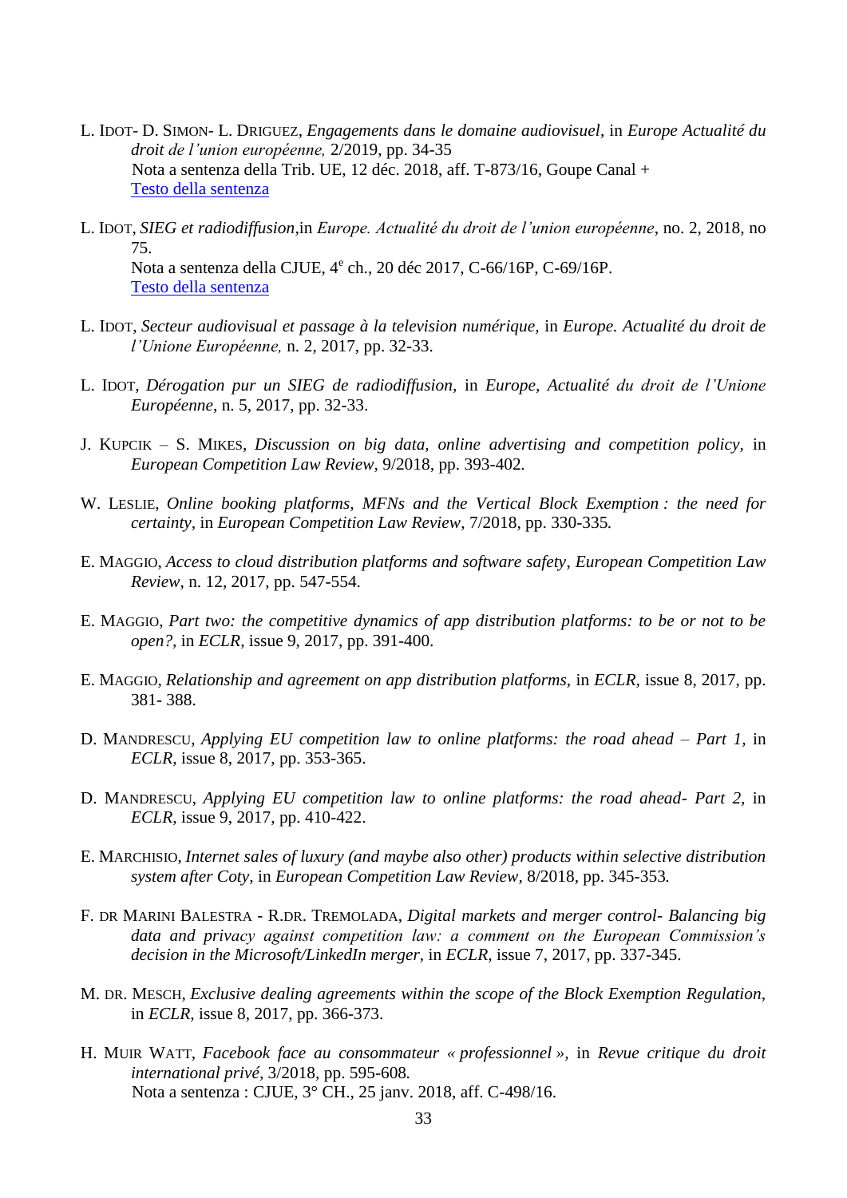L. IDOT- D. SIMON- L. DRIGUEZ, *Engagements dans le domaine audiovisuel*, in *Europe Actualité du droit de l'union européenne,* 2/2019, pp. 34-35
Nota a sentenza della Trib. UE, 12 déc. 2018, aff. T-873/16, Goupe Canal +
Testo della sentenza

L. IDOT, *SIEG et radiodiffusion*,in *Europe. Actualité du droit de l'union européenne*, no. 2, 2018, no 75.
Nota a sentenza della CJUE, 4e ch., 20 déc 2017, C-66/16P, C-69/16P.
Testo della sentenza

L. IDOT, *Secteur audiovisual et passage à la television numérique*, in *Europe. Actualité du droit de l'Unione Européenne,* n. 2, 2017, pp. 32-33.

L. IDOT, *Dérogation pur un SIEG de radiodiffusion*, in *Europe, Actualité du droit de l'Unione Européenne*, n. 5, 2017, pp. 32-33.

J. KUPCIK – S. MIKES, *Discussion on big data, online advertising and competition policy,* in *European Competition Law Review,* 9/2018, pp. 393-402.

W. LESLIE, *Online booking platforms, MFNs and the Vertical Block Exemption : the need for certainty,* in *European Competition Law Review,* 7/2018, pp. 330-335.

E. MAGGIO, *Access to cloud distribution platforms and software safety*, *European Competition Law Review*, n. 12, 2017, pp. 547-554.

E. MAGGIO, *Part two: the competitive dynamics of app distribution platforms: to be or not to be open?,* in *ECLR,* issue 9, 2017, pp. 391-400.

E. MAGGIO, *Relationship and agreement on app distribution platforms*, in *ECLR*, issue 8, 2017, pp. 381- 388.

D. MANDRESCU, *Applying EU competition law to online platforms: the road ahead – Part 1,* in *ECLR*, issue 8, 2017, pp. 353-365.

D. MANDRESCU, *Applying EU competition law to online platforms: the road ahead- Part 2,* in *ECLR*, issue 9, 2017, pp. 410-422.

E. MARCHISIO, *Internet sales of luxury (and maybe also other) products within selective distribution system after Coty,* in *European Competition Law Review,* 8/2018, pp. 345-353*.*

F. DR MARINI BALESTRA - R.DR. TREMOLADA, *Digital markets and merger control- Balancing big data and privacy against competition law: a comment on the European Commission's decision in the Microsoft/LinkedIn merger,* in *ECLR,* issue 7, 2017, pp. 337-345.

M. DR. MESCH, *Exclusive dealing agreements within the scope of the Block Exemption Regulation,* in *ECLR,* issue 8, 2017, pp. 366-373.

H. MUIR WATT, *Facebook face au consommateur « professionnel »,* in *Revue critique du droit international privé,* 3/2018, pp. 595-608*.*
Nota a sentenza : CJUE, 3° CH., 25 janv. 2018, aff. C-498/16.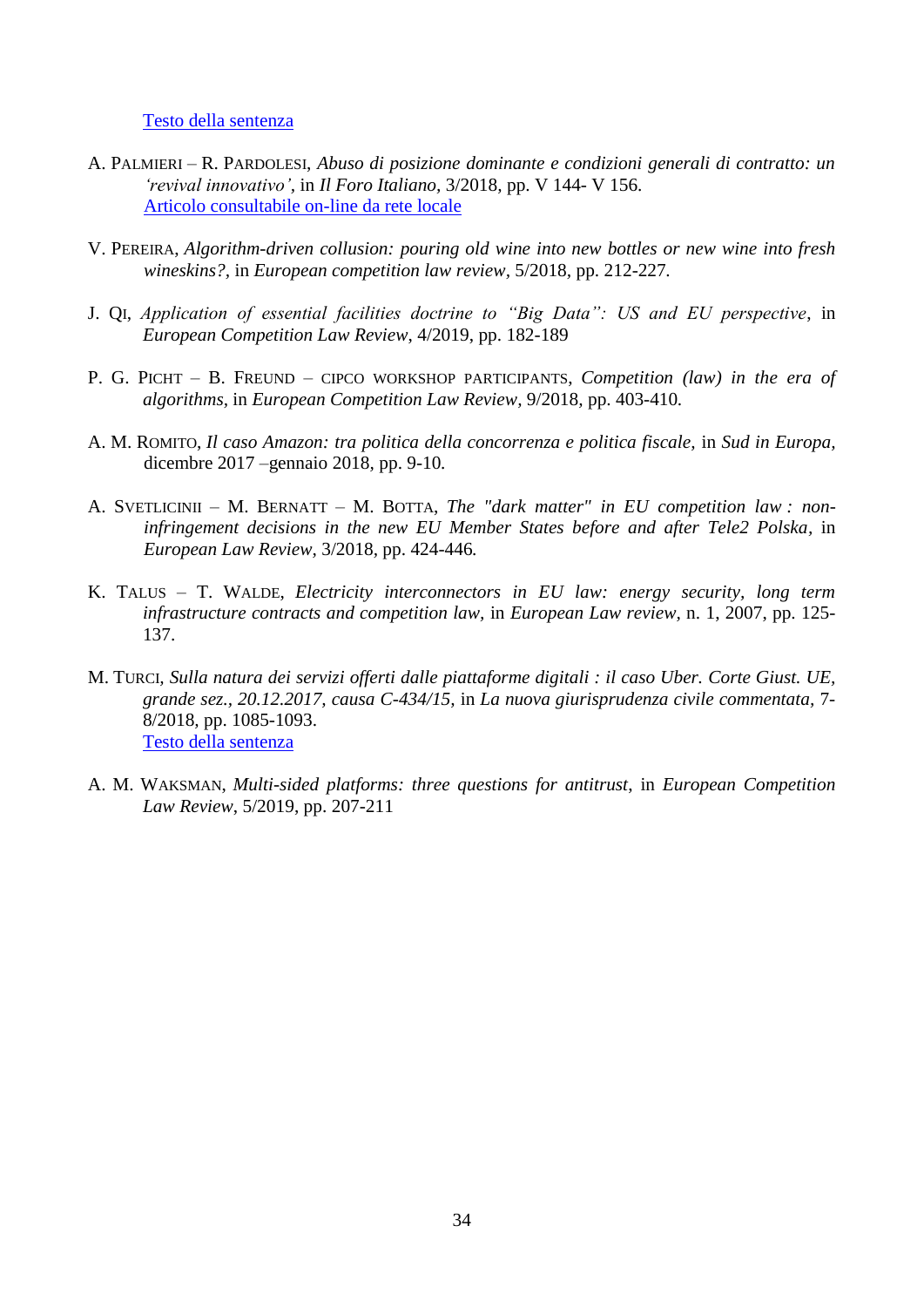Testo della sentenza

A. Palmieri – R. Pardolesi, *Abuso di posizione dominante e condizioni generali di contratto: un 'revival innovativo'*, in *Il Foro Italiano*, 3/2018, pp. V 144- V 156.
Articolo consultabile on-line da rete locale

V. Pereira, *Algorithm-driven collusion: pouring old wine into new bottles or new wine into fresh wineskins?*, in *European competition law review*, 5/2018, pp. 212-227.

J. Qi, *Application of essential facilities doctrine to "Big Data": US and EU perspective*, in *European Competition Law Review*, 4/2019, pp. 182-189

P. G. Picht – B. Freund – cipco workshop participants, *Competition (law) in the era of algorithms*, in *European Competition Law Review*, 9/2018, pp. 403-410.

A. M. Romito, *Il caso Amazon: tra politica della concorrenza e politica fiscale*, in *Sud in Europa*, dicembre 2017 –gennaio 2018, pp. 9-10.

A. Svetlicinii – M. Bernatt – M. Botta, *The "dark matter" in EU competition law : non-infringement decisions in the new EU Member States before and after Tele2 Polska*, in *European Law Review*, 3/2018, pp. 424-446.

K. Talus – T. Walde, *Electricity interconnectors in EU law: energy security, long term infrastructure contracts and competition law*, in *European Law review*, n. 1, 2007, pp. 125-137.

M. Turci, *Sulla natura dei servizi offerti dalle piattaforme digitali : il caso Uber. Corte Giust. UE, grande sez., 20.12.2017, causa C-434/15*, in *La nuova giurisprudenza civile commentata*, 7-8/2018, pp. 1085-1093.
Testo della sentenza

A. M. Waksman, *Multi-sided platforms: three questions for antitrust*, in *European Competition Law Review*, 5/2019, pp. 207-211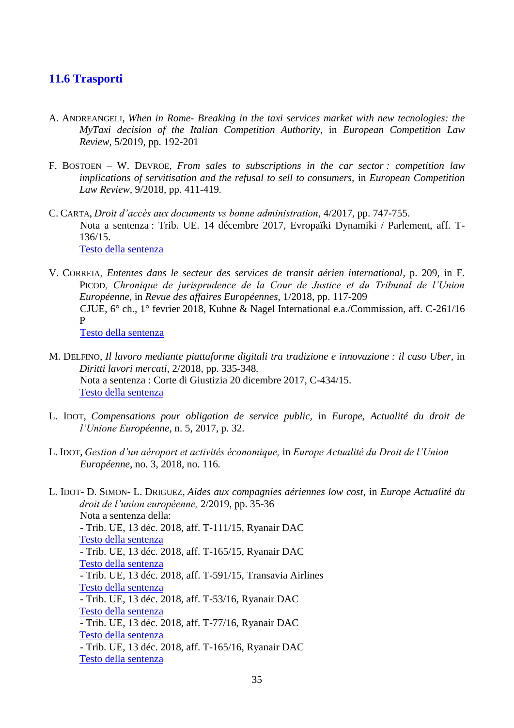## 11.6 Trasporti

A. ANDREANGELI, *When in Rome- Breaking in the taxi services market with new tecnologies: the MyTaxi decision of the Italian Competition Authority*, in *European Competition Law Review*, 5/2019, pp. 192-201

F. BOSTOEN – W. DEVROE, *From sales to subscriptions in the car sector : competition law implications of servitisation and the refusal to sell to consumers*, in *European Competition Law Review*, 9/2018, pp. 411-419.

C. CARTA, *Droit d'accès aux documents vs bonne administration*, 4/2017, pp. 747-755.
Nota a sentenza : Trib. UE. 14 décembre 2017, Evropaïki Dynamiki / Parlement, aff. T-136/15.
Testo della sentenza

V. CORREIA, *Ententes dans le secteur des services de transit aérien international*, p. 209, in F. PICOD, *Chronique de jurisprudence de la Cour de Justice et du Tribunal de l'Union Européenne*, in *Revue des affaires Européennes*, 1/2018, pp. 117-209
CJUE, 6° ch., 1° fevrier 2018, Kuhne & Nagel International e.a./Commission, aff. C-261/16 P
Testo della sentenza

M. DELFINO, *Il lavoro mediante piattaforme digitali tra tradizione e innovazione : il caso Uber*, in *Diritti lavori mercati*, 2/2018, pp. 335-348.
Nota a sentenza : Corte di Giustizia 20 dicembre 2017, C-434/15.
Testo della sentenza

L. IDOT, *Compensations pour obligation de service public*, in *Europe, Actualité du droit de l'Unione Européenne*, n. 5, 2017, p. 32.

L. IDOT, *Gestion d'un aéroport et activités économique,* in *Europe Actualité du Droit de l'Union Européenne*, no. 3, 2018, no. 116.

L. IDOT- D. SIMON- L. DRIGUEZ, *Aides aux compagnies aériennes low cost*, in *Europe Actualité du droit de l'union européenne,* 2/2019, pp. 35-36
Nota a sentenza della:
- Trib. UE, 13 déc. 2018, aff. T-111/15, Ryanair DAC
Testo della sentenza
- Trib. UE, 13 déc. 2018, aff. T-165/15, Ryanair DAC
Testo della sentenza
- Trib. UE, 13 déc. 2018, aff. T-591/15, Transavia Airlines
Testo della sentenza
- Trib. UE, 13 déc. 2018, aff. T-53/16, Ryanair DAC
Testo della sentenza
- Trib. UE, 13 déc. 2018, aff. T-77/16, Ryanair DAC
Testo della sentenza
- Trib. UE, 13 déc. 2018, aff. T-165/16, Ryanair DAC
Testo della sentenza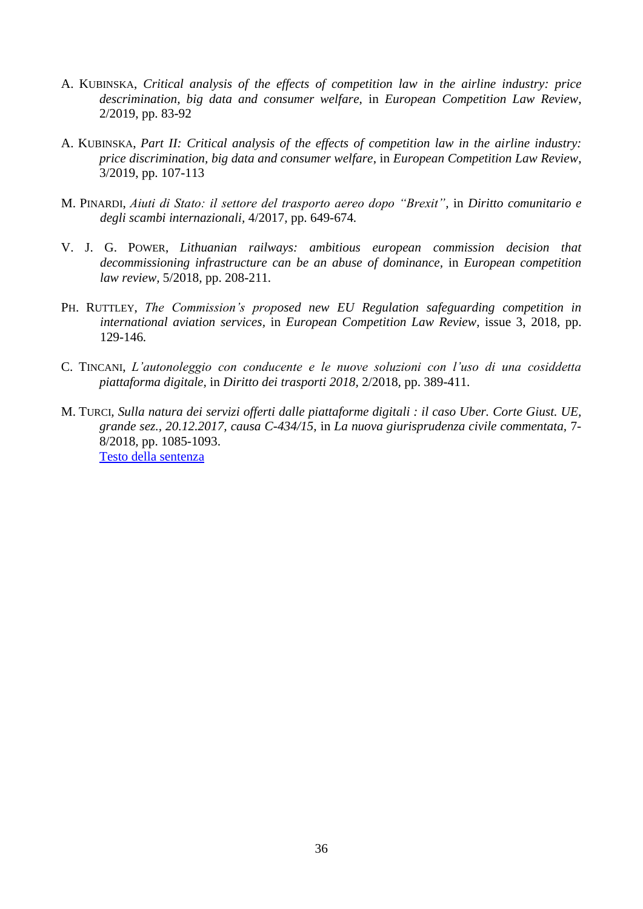A. KUBINSKA, *Critical analysis of the effects of competition law in the airline industry: price descrimination, big data and consumer welfare,* in *European Competition Law Review*, 2/2019, pp. 83-92

A. KUBINSKA, *Part II: Critical analysis of the effects of competition law in the airline industry: price discrimination, big data and consumer welfare*, in *European Competition Law Review*, 3/2019, pp. 107-113

M. PINARDI, *Aiuti di Stato: il settore del trasporto aereo dopo "Brexit",* in *Diritto comunitario e degli scambi internazionali,* 4/2017, pp. 649-674.

V. J. G. POWER, *Lithuanian railways: ambitious european commission decision that decommissioning infrastructure can be an abuse of dominance,* in *European competition law review,* 5/2018, pp. 208-211.

PH. RUTTLEY, *The Commission's proposed new EU Regulation safeguarding competition in international aviation services*, in *European Competition Law Review,* issue 3, 2018, pp. 129-146.

C. TINCANI, *L'autonoleggio con conducente e le nuove soluzioni con l'uso di una cosiddetta piattaforma digitale,* in *Diritto dei trasporti 2018,* 2/2018, pp. 389-411.

M. TURCI, *Sulla natura dei servizi offerti dalle piattaforme digitali : il caso Uber. Corte Giust. UE, grande sez., 20.12.2017, causa C-434/15,* in *La nuova giurisprudenza civile commentata,* 7-8/2018, pp. 1085-1093.
Testo della sentenza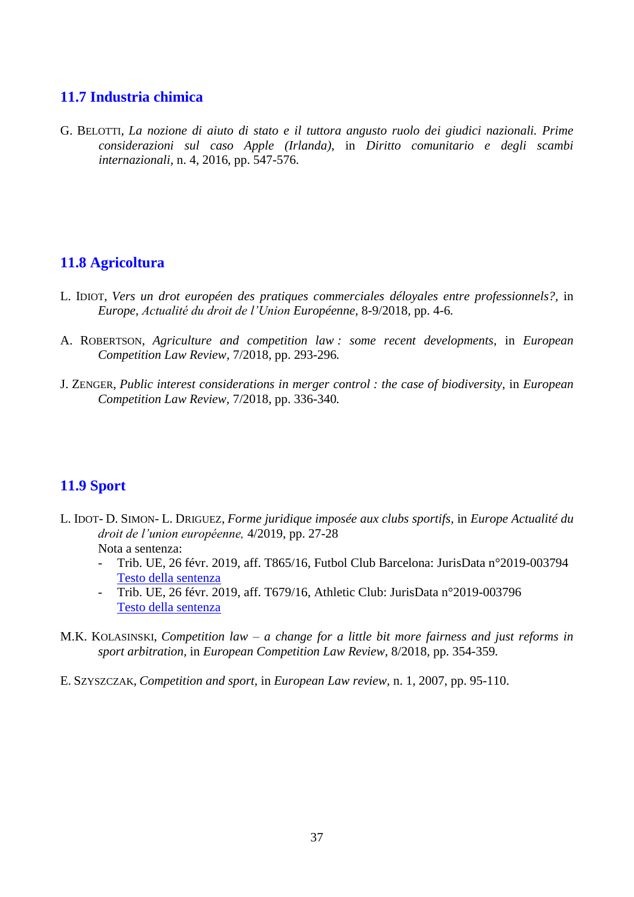## 11.7 Industria chimica

G. BELOTTI, *La nozione di aiuto di stato e il tuttora angusto ruolo dei giudici nazionali. Prime considerazioni sul caso Apple (Irlanda)*, in *Diritto comunitario e degli scambi internazionali*, n. 4, 2016, pp. 547-576.

## 11.8 Agricoltura

L. IDIOT, *Vers un drot européen des pratiques commerciales déloyales entre professionnels?*, in *Europe, Actualité du droit de l'Union Européenne*, 8-9/2018, pp. 4-6.

A. ROBERTSON, *Agriculture and competition law : some recent developments*, in *European Competition Law Review*, 7/2018, pp. 293-296.

J. ZENGER, *Public interest considerations in merger control : the case of biodiversity*, in *European Competition Law Review*, 7/2018, pp. 336-340.

## 11.9 Sport

L. IDOT- D. SIMON- L. DRIGUEZ, *Forme juridique imposée aux clubs sportifs*, in *Europe Actualité du droit de l'union européenne,* 4/2019, pp. 27-28
Nota a sentenza:

- Trib. UE, 26 févr. 2019, aff. T865/16, Futbol Club Barcelona: JurisData n°2019-003794 Testo della sentenza
- Trib. UE, 26 févr. 2019, aff. T679/16, Athletic Club: JurisData n°2019-003796 Testo della sentenza

M.K. KOLASINSKI, *Competition law – a change for a little bit more fairness and just reforms in sport arbitration*, in *European Competition Law Review*, 8/2018, pp. 354-359.

E. SZYSZCZAK, *Competition and sport*, in *European Law review*, n. 1, 2007, pp. 95-110.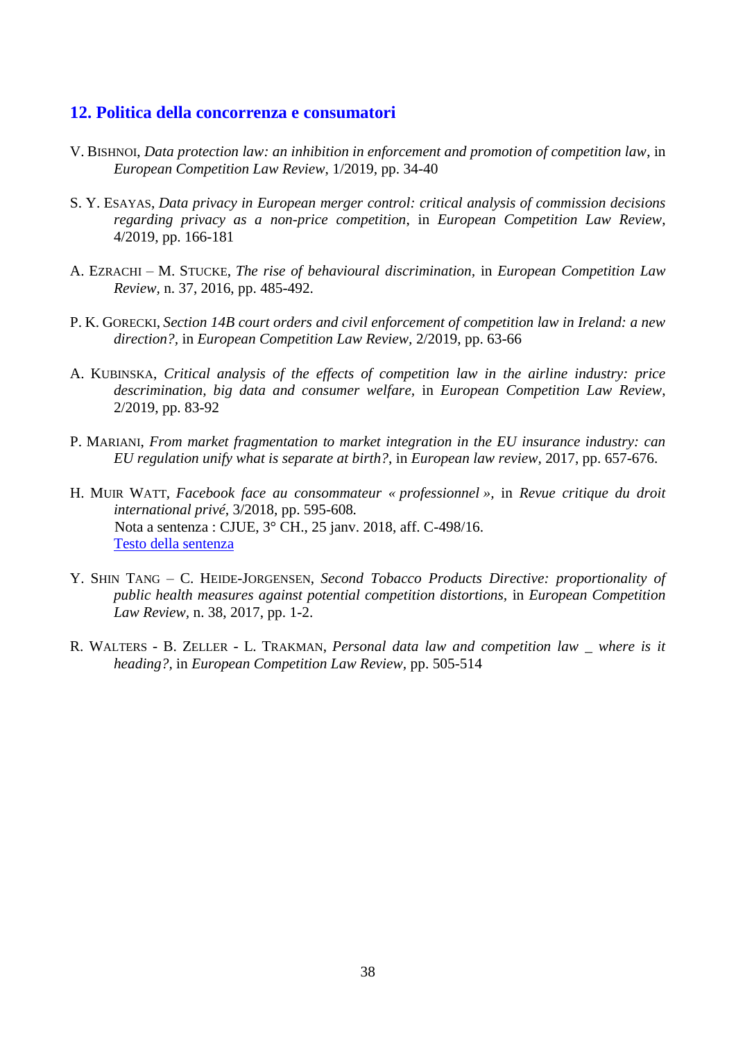## 12. Politica della concorrenza e consumatori

V. BISHNOI, *Data protection law: an inhibition in enforcement and promotion of competition law*, in *European Competition Law Review*, 1/2019, pp. 34-40

S. Y. ESAYAS, *Data privacy in European merger control: critical analysis of commission decisions regarding privacy as a non-price competition*, in *European Competition Law Review*, 4/2019, pp. 166-181

A. EZRACHI – M. STUCKE, *The rise of behavioural discrimination*, in *European Competition Law Review*, n. 37, 2016, pp. 485-492.

P. K. GORECKI, *Section 14B court orders and civil enforcement of competition law in Ireland: a new direction?*, in *European Competition Law Review*, 2/2019, pp. 63-66

A. KUBINSKA, *Critical analysis of the effects of competition law in the airline industry: price descrimination, big data and consumer welfare*, in *European Competition Law Review*, 2/2019, pp. 83-92

P. MARIANI, *From market fragmentation to market integration in the EU insurance industry: can EU regulation unify what is separate at birth?*, in *European law review*, 2017, pp. 657-676.

H. MUIR WATT, *Facebook face au consommateur « professionnel »*, in *Revue critique du droit international privé*, 3/2018, pp. 595-608.
Nota a sentenza : CJUE, 3° CH., 25 janv. 2018, aff. C-498/16.
Testo della sentenza

Y. SHIN TANG – C. HEIDE-JORGENSEN, *Second Tobacco Products Directive: proportionality of public health measures against potential competition distortions*, in *European Competition Law Review*, n. 38, 2017, pp. 1-2.

R. WALTERS - B. ZELLER - L. TRAKMAN, *Personal data law and competition law _ where is it heading?*, in *European Competition Law Review*, pp. 505-514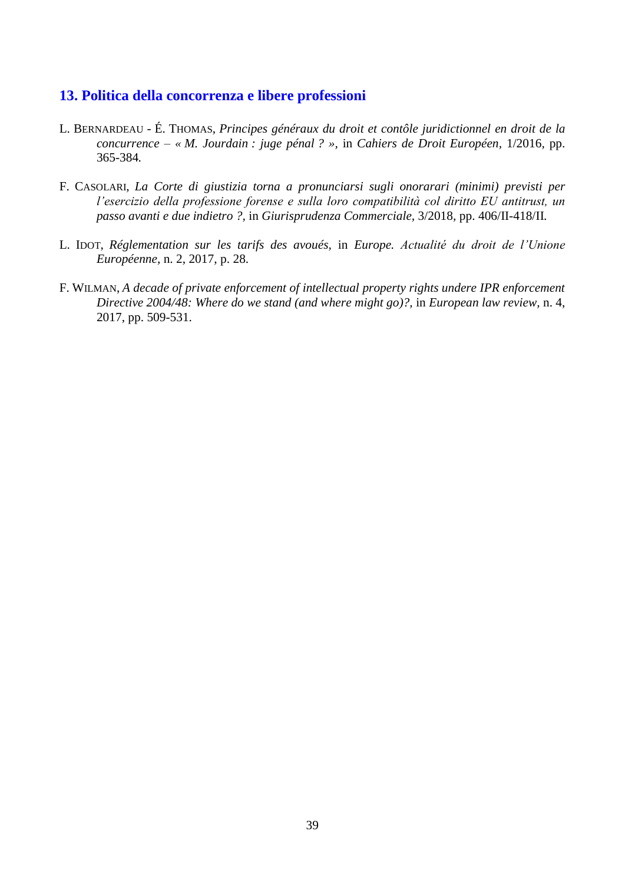## 13. Politica della concorrenza e libere professioni

L. BERNARDEAU - É. THOMAS, *Principes généraux du droit et contôle juridictionnel en droit de la concurrence – « M. Jourdain : juge pénal ? »*, in *Cahiers de Droit Européen*, 1/2016, pp. 365-384.

F. CASOLARI, *La Corte di giustizia torna a pronunciarsi sugli onorarari (minimi) previsti per l'esercizio della professione forense e sulla loro compatibilità col diritto EU antitrust, un passo avanti e due indietro ?*, in *Giurisprudenza Commerciale*, 3/2018, pp. 406/II-418/II.

L. IDOT, *Réglementation sur les tarifs des avoués*, in *Europe. Actualité du droit de l'Unione Européenne*, n. 2, 2017, p. 28.

F. WILMAN, *A decade of private enforcement of intellectual property rights undere IPR enforcement Directive 2004/48: Where do we stand (and where might go)?*, in *European law review*, n. 4, 2017, pp. 509-531.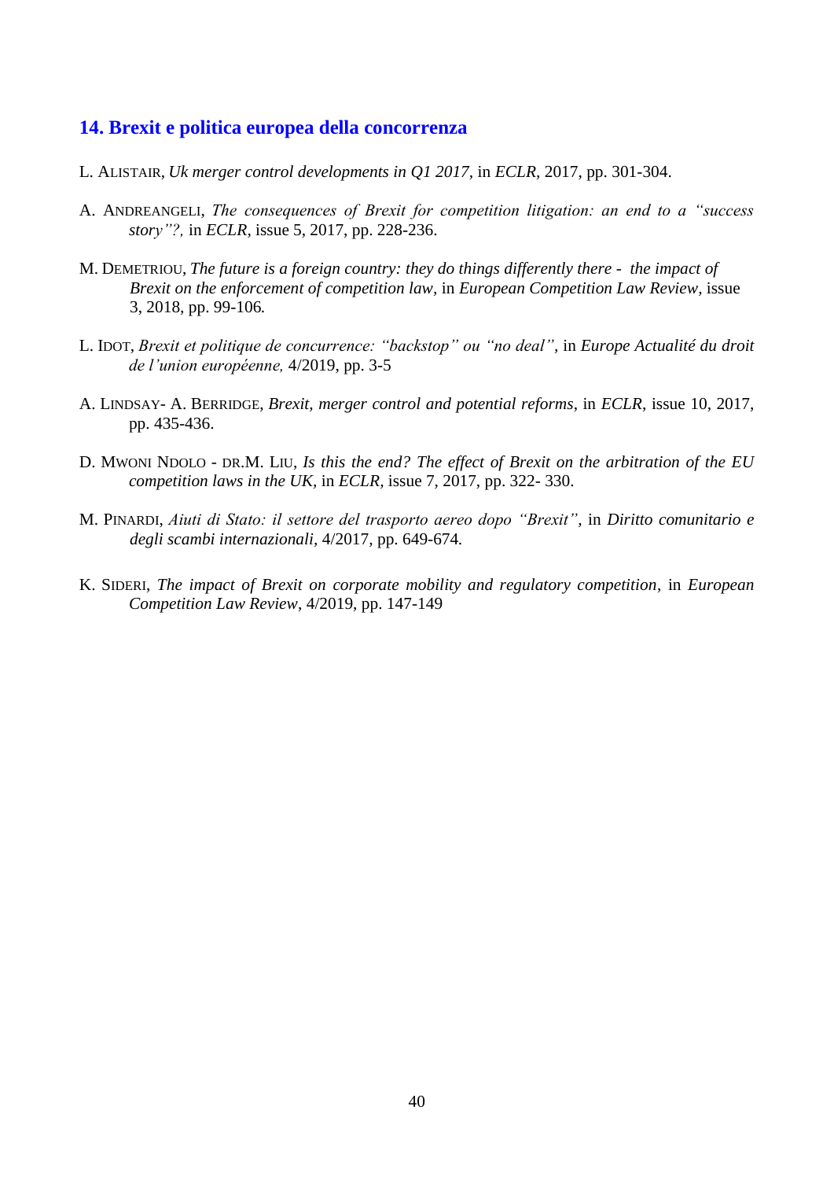## 14. Brexit e politica europea della concorrenza

L. ALISTAIR, *Uk merger control developments in Q1 2017,* in *ECLR*, 2017, pp. 301-304.

A. ANDREANGELI, *The consequences of Brexit for competition litigation: an end to a "success story"?,* in *ECLR*, issue 5, 2017, pp. 228-236.

M. DEMETRIOU, *The future is a foreign country: they do things differently there - the impact of Brexit on the enforcement of competition law,* in *European Competition Law Review,* issue 3, 2018, pp. 99-106*.*

L. IDOT, *Brexit et politique de concurrence: "backstop" ou "no deal"*, in *Europe Actualité du droit de l'union européenne,* 4/2019, pp. 3-5

A. LINDSAY- A. BERRIDGE, *Brexit, merger control and potential reforms*, in *ECLR*, issue 10, 2017, pp. 435-436.

D. MWONI NDOLO - DR.M. LIU, *Is this the end? The effect of Brexit on the arbitration of the EU competition laws in the UK,* in *ECLR,* issue 7, 2017, pp. 322- 330.

M. PINARDI, *Aiuti di Stato: il settore del trasporto aereo dopo "Brexit"*, in *Diritto comunitario e degli scambi internazionali*, 4/2017, pp. 649-674*.*

K. SIDERI, *The impact of Brexit on corporate mobility and regulatory competition*, in *European Competition Law Review*, 4/2019, pp. 147-149